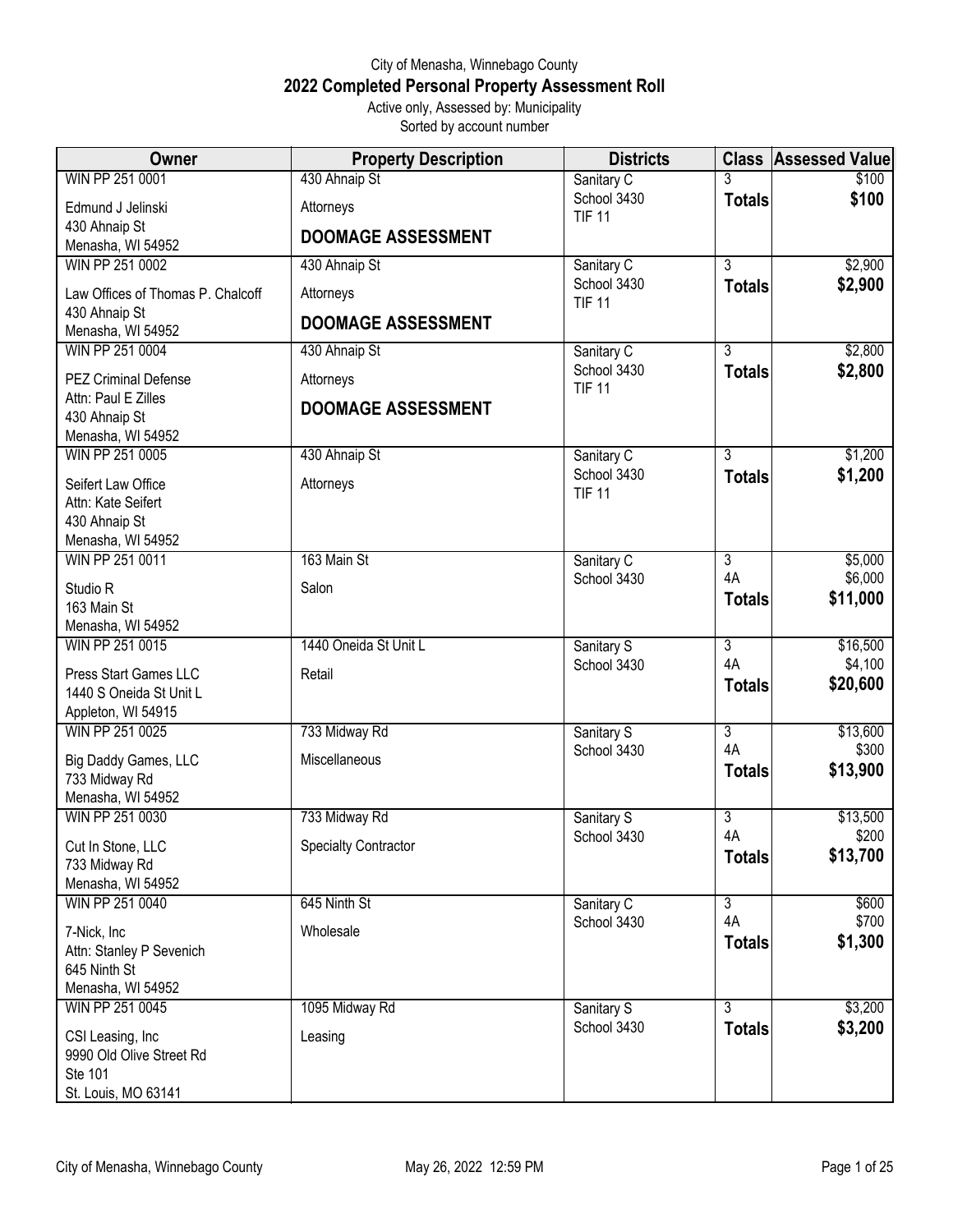City of Menasha, Winnebago County

# 2022 Completed Personal Property Assessment Roll

Active only, Assessed by: Municipality

Sorted by account number

| Owner | Property Description | Districts | Class | Assessed Value |
|---|---|---|---|---|
| WIN PP 251 0001<br>Edmund J Jelinski<br>430 Ahnaip St<br>Menasha, WI 54952 | 430 Ahnaip St<br>Attorneys<br>**DOOMAGE ASSESSMENT** | Sanitary C<br>School 3430<br>TIF 11 | 3<br>**Totals** | $100<br>**$100** |
| WIN PP 251 0002<br>Law Offices of Thomas P. Chalcoff<br>430 Ahnaip St<br>Menasha, WI 54952 | 430 Ahnaip St<br>Attorneys<br>**DOOMAGE ASSESSMENT** | Sanitary C<br>School 3430<br>TIF 11 | 3<br>**Totals** | $2,900<br>**$2,900** |
| WIN PP 251 0004<br>PEZ Criminal Defense<br>Attn: Paul E Zilles<br>430 Ahnaip St<br>Menasha, WI 54952 | 430 Ahnaip St<br>Attorneys<br>**DOOMAGE ASSESSMENT** | Sanitary C<br>School 3430<br>TIF 11 | 3<br>**Totals** | $2,800<br>**$2,800** |
| WIN PP 251 0005<br>Seifert Law Office<br>Attn: Kate Seifert<br>430 Ahnaip St<br>Menasha, WI 54952 | 430 Ahnaip St<br>Attorneys | Sanitary C<br>School 3430<br>TIF 11 | 3<br>**Totals** | $1,200<br>**$1,200** |
| WIN PP 251 0011<br>Studio R<br>163 Main St<br>Menasha, WI 54952 | 163 Main St<br>Salon | Sanitary C<br>School 3430 | 3<br>4A<br>**Totals** | $5,000<br>$6,000<br>**$11,000** |
| WIN PP 251 0015<br>Press Start Games LLC<br>1440 S Oneida St Unit L<br>Appleton, WI 54915 | 1440 Oneida St Unit L<br>Retail | Sanitary S<br>School 3430 | 3<br>4A<br>**Totals** | $16,500<br>$4,100<br>**$20,600** |
| WIN PP 251 0025<br>Big Daddy Games, LLC<br>733 Midway Rd<br>Menasha, WI 54952 | 733 Midway Rd<br>Miscellaneous | Sanitary S<br>School 3430 | 3<br>4A<br>**Totals** | $13,600<br>$300<br>**$13,900** |
| WIN PP 251 0030<br>Cut In Stone, LLC<br>733 Midway Rd<br>Menasha, WI 54952 | 733 Midway Rd<br>Specialty Contractor | Sanitary S<br>School 3430 | 3<br>4A<br>**Totals** | $13,500<br>$200<br>**$13,700** |
| WIN PP 251 0040<br>7-Nick, Inc<br>Attn: Stanley P Sevenich<br>645 Ninth St<br>Menasha, WI 54952 | 645 Ninth St<br>Wholesale | Sanitary C<br>School 3430 | 3<br>4A<br>**Totals** | $600<br>$700<br>**$1,300** |
| WIN PP 251 0045<br>CSI Leasing, Inc<br>9990 Old Olive Street Rd<br>Ste 101<br>St. Louis, MO 63141 | 1095 Midway Rd<br>Leasing | Sanitary S<br>School 3430 | 3<br>**Totals** | $3,200<br>**$3,200** |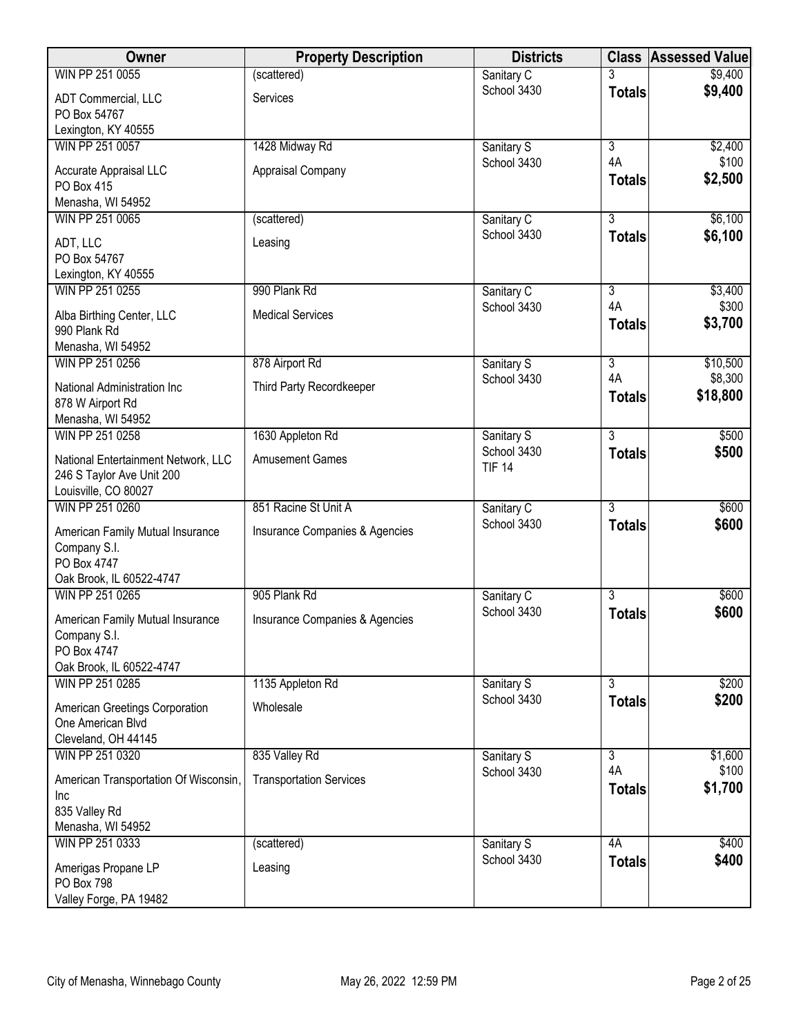| Owner | Property Description | Districts | Class | Assessed Value |
|---|---|---|---|---|
| WIN PP 251 0055<br>ADT Commercial, LLC<br>PO Box 54767<br>Lexington, KY 40555 | (scattered)<br>Services | Sanitary C<br>School 3430 | 3<br>**Totals** | $9,400<br>**$9,400** |
| WIN PP 251 0057<br>Accurate Appraisal LLC<br>PO Box 415<br>Menasha, WI 54952 | 1428 Midway Rd<br>Appraisal Company | Sanitary S<br>School 3430 | 3<br>4A<br>**Totals** | $2,400<br>$100<br>**$2,500** |
| WIN PP 251 0065<br>ADT, LLC<br>PO Box 54767<br>Lexington, KY 40555 | (scattered)<br>Leasing | Sanitary C<br>School 3430 | 3<br>**Totals** | $6,100<br>**$6,100** |
| WIN PP 251 0255<br>Alba Birthing Center, LLC<br>990 Plank Rd<br>Menasha, WI 54952 | 990 Plank Rd<br>Medical Services | Sanitary C<br>School 3430 | 3<br>4A<br>**Totals** | $3,400<br>$300<br>**$3,700** |
| WIN PP 251 0256<br>National Administration Inc<br>878 W Airport Rd<br>Menasha, WI 54952 | 878 Airport Rd<br>Third Party Recordkeeper | Sanitary S<br>School 3430 | 3<br>4A<br>**Totals** | $10,500<br>$8,300<br>**$18,800** |
| WIN PP 251 0258<br>National Entertainment Network, LLC<br>246 S Taylor Ave Unit 200<br>Louisville, CO 80027 | 1630 Appleton Rd<br>Amusement Games | Sanitary S<br>School 3430<br>TIF 14 | 3<br>**Totals** | $500<br>**$500** |
| WIN PP 251 0260<br>American Family Mutual Insurance Company S.I.<br>PO Box 4747<br>Oak Brook, IL 60522-4747 | 851 Racine St Unit A<br>Insurance Companies & Agencies | Sanitary C<br>School 3430 | 3<br>**Totals** | $600<br>**$600** |
| WIN PP 251 0265<br>American Family Mutual Insurance Company S.I.<br>PO Box 4747<br>Oak Brook, IL 60522-4747 | 905 Plank Rd<br>Insurance Companies & Agencies | Sanitary C<br>School 3430 | 3<br>**Totals** | $600<br>**$600** |
| WIN PP 251 0285<br>American Greetings Corporation<br>One American Blvd<br>Cleveland, OH 44145 | 1135 Appleton Rd<br>Wholesale | Sanitary S<br>School 3430 | 3<br>**Totals** | $200<br>**$200** |
| WIN PP 251 0320<br>American Transportation Of Wisconsin, Inc<br>835 Valley Rd<br>Menasha, WI 54952 | 835 Valley Rd<br>Transportation Services | Sanitary S<br>School 3430 | 3<br>4A<br>**Totals** | $1,600<br>$100<br>**$1,700** |
| WIN PP 251 0333<br>Amerigas Propane LP<br>PO Box 798<br>Valley Forge, PA 19482 | (scattered)<br>Leasing | Sanitary S<br>School 3430 | 4A<br>**Totals** | $400<br>**$400** |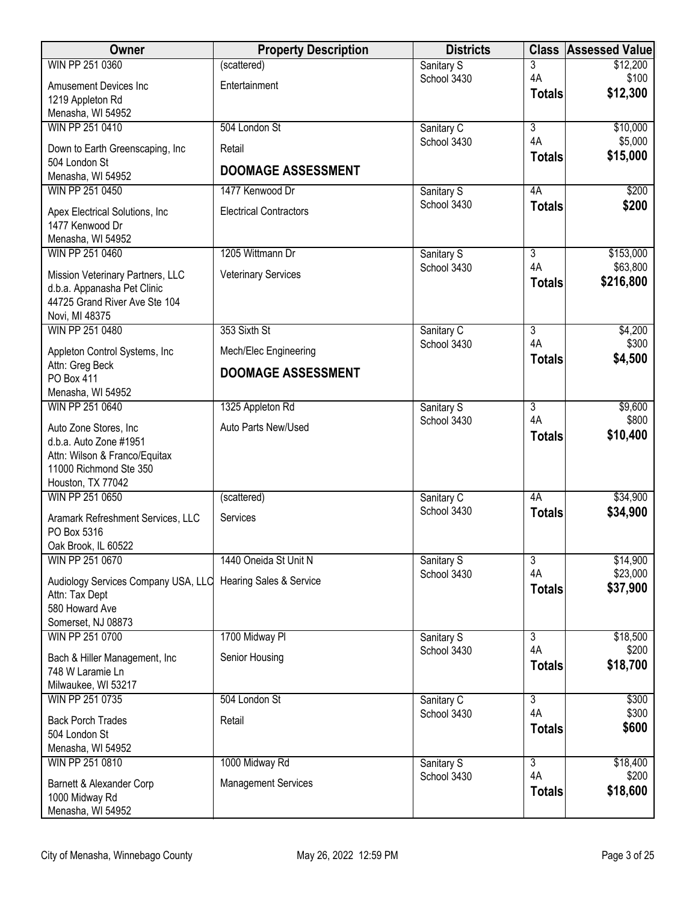| Owner | Property Description | Districts | Class | Assessed Value |
|---|---|---|---|---|
| WIN PP 251 0360<br>Amusement Devices Inc<br>1219 Appleton Rd<br>Menasha, WI 54952 | (scattered)<br>Entertainment | Sanitary S<br>School 3430 | 3<br>4A<br>**Totals** | $12,200<br>$100<br>**$12,300** |
| WIN PP 251 0410<br>Down to Earth Greenscaping, Inc<br>504 London St<br>Menasha, WI 54952 | 504 London St<br>Retail<br>**DOOMAGE ASSESSMENT** | Sanitary C<br>School 3430 | 3<br>4A<br>**Totals** | $10,000<br>$5,000<br>**$15,000** |
| WIN PP 251 0450<br>Apex Electrical Solutions, Inc<br>1477 Kenwood Dr<br>Menasha, WI 54952 | 1477 Kenwood Dr<br>Electrical Contractors | Sanitary S<br>School 3430 | 4A<br>**Totals** | $200<br>**$200** |
| WIN PP 251 0460<br>Mission Veterinary Partners, LLC<br>d.b.a. Appanasha Pet Clinic<br>44725 Grand River Ave Ste 104<br>Novi, MI 48375 | 1205 Wittmann Dr<br>Veterinary Services | Sanitary S<br>School 3430 | 3<br>4A<br>**Totals** | $153,000<br>$63,800<br>**$216,800** |
| WIN PP 251 0480<br>Appleton Control Systems, Inc<br>Attn: Greg Beck<br>PO Box 411<br>Menasha, WI 54952 | 353 Sixth St<br>Mech/Elec Engineering<br>**DOOMAGE ASSESSMENT** | Sanitary C<br>School 3430 | 3<br>4A<br>**Totals** | $4,200<br>$300<br>**$4,500** |
| WIN PP 251 0640<br>Auto Zone Stores, Inc<br>d.b.a. Auto Zone #1951<br>Attn: Wilson & Franco/Equitax<br>11000 Richmond Ste 350<br>Houston, TX 77042 | 1325 Appleton Rd<br>Auto Parts New/Used | Sanitary S<br>School 3430 | 3<br>4A<br>**Totals** | $9,600<br>$800<br>**$10,400** |
| WIN PP 251 0650<br>Aramark Refreshment Services, LLC<br>PO Box 5316<br>Oak Brook, IL 60522 | (scattered)<br>Services | Sanitary C<br>School 3430 | 4A<br>**Totals** | $34,900<br>**$34,900** |
| WIN PP 251 0670<br>Audiology Services Company USA, LLC<br>Attn: Tax Dept<br>580 Howard Ave<br>Somerset, NJ 08873 | 1440 Oneida St Unit N<br>Hearing Sales & Service | Sanitary S<br>School 3430 | 3<br>4A<br>**Totals** | $14,900<br>$23,000<br>**$37,900** |
| WIN PP 251 0700<br>Bach & Hiller Management, Inc<br>748 W Laramie Ln<br>Milwaukee, WI 53217 | 1700 Midway Pl<br>Senior Housing | Sanitary S<br>School 3430 | 3<br>4A<br>**Totals** | $18,500<br>$200<br>**$18,700** |
| WIN PP 251 0735<br>Back Porch Trades<br>504 London St<br>Menasha, WI 54952 | 504 London St<br>Retail | Sanitary C<br>School 3430 | 3<br>4A<br>**Totals** | $300<br>$300<br>**$600** |
| WIN PP 251 0810<br>Barnett & Alexander Corp<br>1000 Midway Rd<br>Menasha, WI 54952 | 1000 Midway Rd<br>Management Services | Sanitary S<br>School 3430 | 3<br>4A<br>**Totals** | $18,400<br>$200<br>**$18,600** |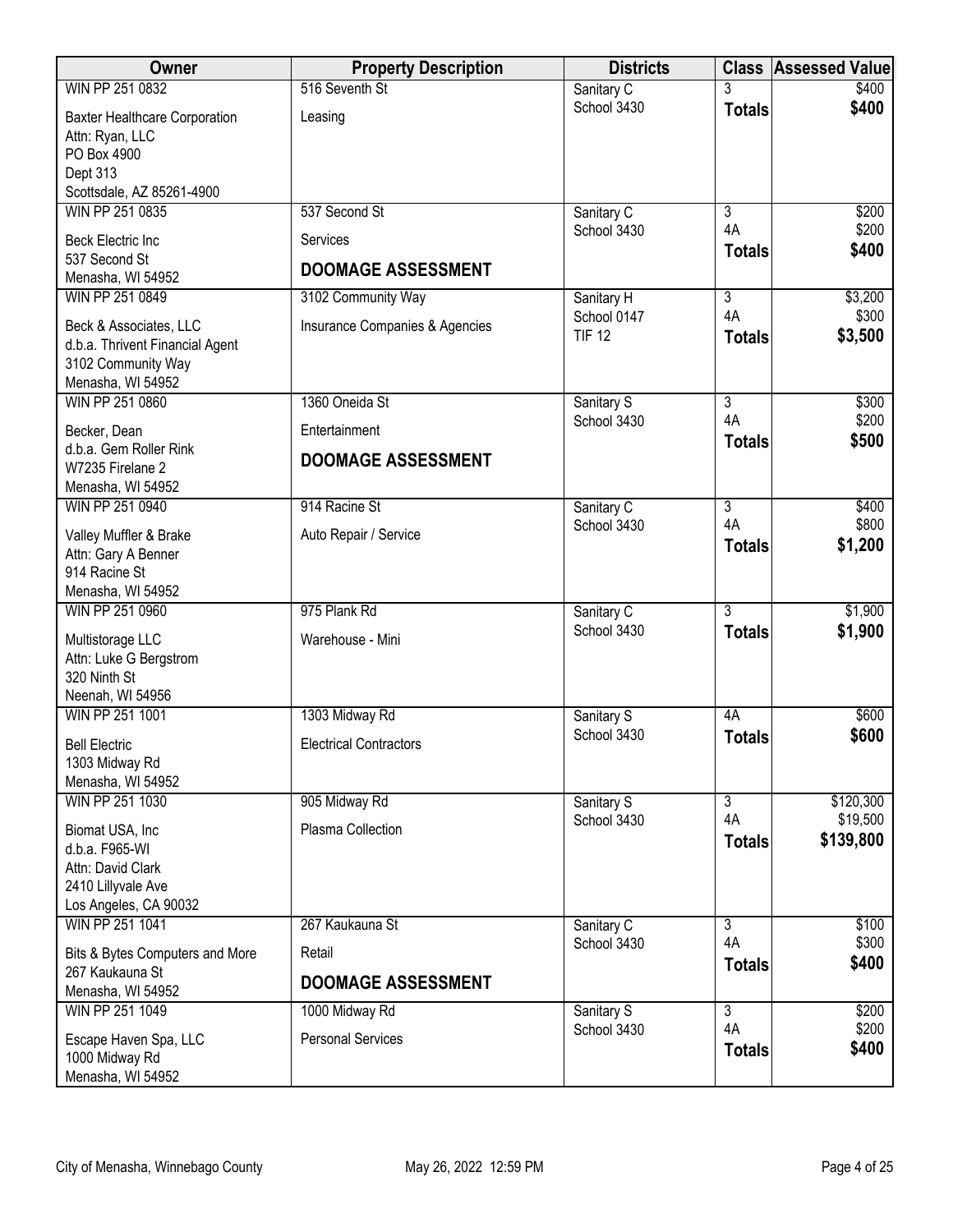| Owner | Property Description | Districts | Class | Assessed Value |
|---|---|---|---|---|
| WIN PP 251 0832<br>Baxter Healthcare Corporation<br>Attn: Ryan, LLC<br>PO Box 4900<br>Dept 313<br>Scottsdale, AZ 85261-4900 | 516 Seventh St<br>Leasing | Sanitary C<br>School 3430 | 3<br>**Totals** | $400<br>**$400** |
| WIN PP 251 0835<br>Beck Electric Inc<br>537 Second St<br>Menasha, WI 54952 | 537 Second St<br>Services<br>**DOOMAGE ASSESSMENT** | Sanitary C<br>School 3430 | 3<br>4A<br>**Totals** | $200<br>$200<br>**$400** |
| WIN PP 251 0849<br>Beck & Associates, LLC<br>d.b.a. Thrivent Financial Agent<br>3102 Community Way<br>Menasha, WI 54952 | 3102 Community Way<br>Insurance Companies & Agencies | Sanitary H<br>School 0147<br>TIF 12 | 3<br>4A<br>**Totals** | $3,200<br>$300<br>**$3,500** |
| WIN PP 251 0860<br>Becker, Dean<br>d.b.a. Gem Roller Rink<br>W7235 Firelane 2<br>Menasha, WI 54952 | 1360 Oneida St<br>Entertainment<br>**DOOMAGE ASSESSMENT** | Sanitary S<br>School 3430 | 3<br>4A<br>**Totals** | $300<br>$200<br>**$500** |
| WIN PP 251 0940<br>Valley Muffler & Brake<br>Attn: Gary A Benner<br>914 Racine St<br>Menasha, WI 54952 | 914 Racine St<br>Auto Repair / Service | Sanitary C<br>School 3430 | 3<br>4A<br>**Totals** | $400<br>$800<br>**$1,200** |
| WIN PP 251 0960<br>Multistorage LLC<br>Attn: Luke G Bergstrom<br>320 Ninth St<br>Neenah, WI 54956 | 975 Plank Rd<br>Warehouse - Mini | Sanitary C<br>School 3430 | 3<br>**Totals** | $1,900<br>**$1,900** |
| WIN PP 251 1001<br>Bell Electric<br>1303 Midway Rd<br>Menasha, WI 54952 | 1303 Midway Rd<br>Electrical Contractors | Sanitary S<br>School 3430 | 4A<br>**Totals** | $600<br>**$600** |
| WIN PP 251 1030<br>Biomat USA, Inc<br>d.b.a. F965-WI<br>Attn: David Clark<br>2410 Lillyvale Ave<br>Los Angeles, CA 90032 | 905 Midway Rd<br>Plasma Collection | Sanitary S<br>School 3430 | 3<br>4A<br>**Totals** | $120,300<br>$19,500<br>**$139,800** |
| WIN PP 251 1041<br>Bits & Bytes Computers and More<br>267 Kaukauna St<br>Menasha, WI 54952 | 267 Kaukauna St<br>Retail<br>**DOOMAGE ASSESSMENT** | Sanitary C<br>School 3430 | 3<br>4A<br>**Totals** | $100<br>$300<br>**$400** |
| WIN PP 251 1049<br>Escape Haven Spa, LLC<br>1000 Midway Rd<br>Menasha, WI 54952 | 1000 Midway Rd<br>Personal Services | Sanitary S<br>School 3430 | 3<br>4A<br>**Totals** | $200<br>$200<br>**$400** |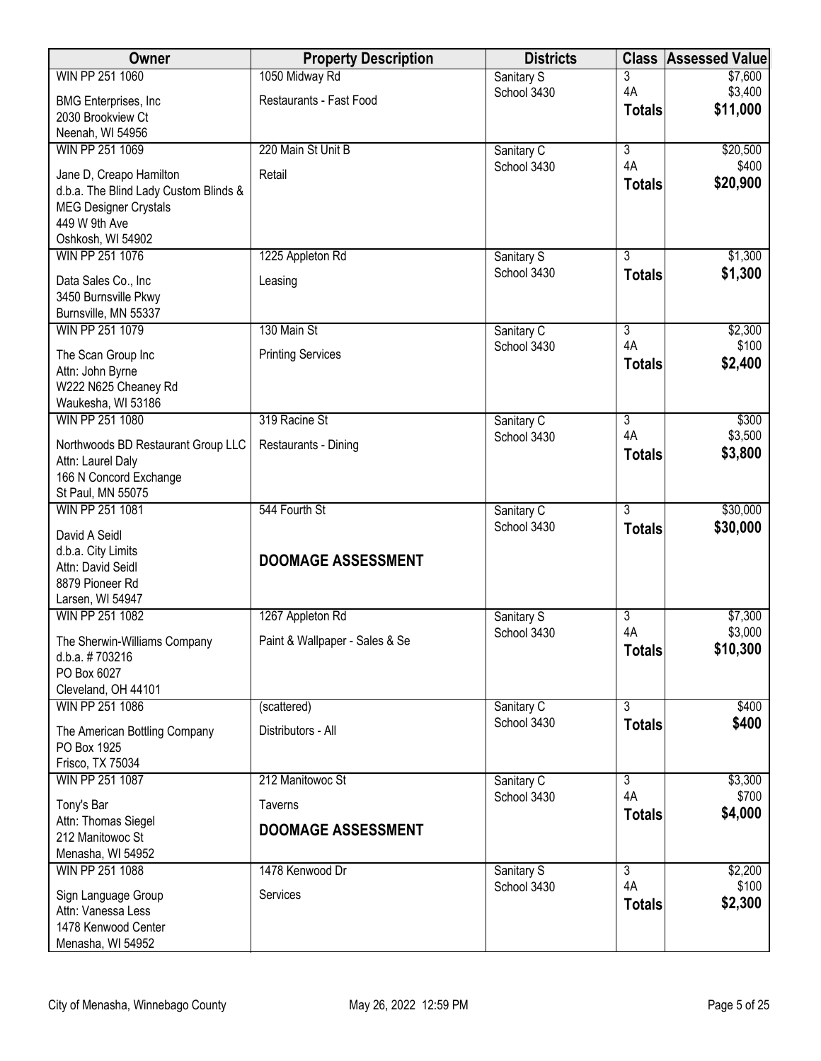| Owner | Property Description | Districts | Class | Assessed Value |
|---|---|---|---|---|
| WIN PP 251 1060<br>BMG Enterprises, Inc<br>2030 Brookview Ct<br>Neenah, WI 54956 | 1050 Midway Rd<br>Restaurants - Fast Food | Sanitary S<br>School 3430 | 3<br>4A<br>**Totals** | $7,600<br>$3,400<br>**$11,000** |
| WIN PP 251 1069<br>Jane D, Creapo Hamilton<br>d.b.a. The Blind Lady Custom Blinds &<br>MEG Designer Crystals<br>449 W 9th Ave<br>Oshkosh, WI 54902 | 220 Main St Unit B<br>Retail | Sanitary C<br>School 3430 | 3<br>4A<br>**Totals** | $20,500<br>$400<br>**$20,900** |
| WIN PP 251 1076<br>Data Sales Co., Inc<br>3450 Burnsville Pkwy<br>Burnsville, MN 55337 | 1225 Appleton Rd<br>Leasing | Sanitary S<br>School 3430 | 3<br>**Totals** | $1,300<br>**$1,300** |
| WIN PP 251 1079<br>The Scan Group Inc<br>Attn: John Byrne<br>W222 N625 Cheaney Rd<br>Waukesha, WI 53186 | 130 Main St<br>Printing Services | Sanitary C<br>School 3430 | 3<br>4A<br>**Totals** | $2,300<br>$100<br>**$2,400** |
| WIN PP 251 1080<br>Northwoods BD Restaurant Group LLC<br>Attn: Laurel Daly<br>166 N Concord Exchange<br>St Paul, MN 55075 | 319 Racine St<br>Restaurants - Dining | Sanitary C<br>School 3430 | 3<br>4A<br>**Totals** | $300<br>$3,500<br>**$3,800** |
| WIN PP 251 1081<br>David A Seidl<br>d.b.a. City Limits<br>Attn: David Seidl<br>8879 Pioneer Rd<br>Larsen, WI 54947 | 544 Fourth St<br>**DOOMAGE ASSESSMENT** | Sanitary C<br>School 3430 | 3<br>**Totals** | $30,000<br>**$30,000** |
| WIN PP 251 1082<br>The Sherwin-Williams Company<br>d.b.a. # 703216<br>PO Box 6027<br>Cleveland, OH 44101 | 1267 Appleton Rd<br>Paint & Wallpaper - Sales & Se | Sanitary S<br>School 3430 | 3<br>4A<br>**Totals** | $7,300<br>$3,000<br>**$10,300** |
| WIN PP 251 1086<br>The American Bottling Company<br>PO Box 1925<br>Frisco, TX 75034 | (scattered)<br>Distributors - All | Sanitary C<br>School 3430 | 3<br>**Totals** | $400<br>**$400** |
| WIN PP 251 1087<br>Tony's Bar<br>Attn: Thomas Siegel<br>212 Manitowoc St<br>Menasha, WI 54952 | 212 Manitowoc St<br>Taverns<br>**DOOMAGE ASSESSMENT** | Sanitary C<br>School 3430 | 3<br>4A<br>**Totals** | $3,300<br>$700<br>**$4,000** |
| WIN PP 251 1088<br>Sign Language Group<br>Attn: Vanessa Less<br>1478 Kenwood Center<br>Menasha, WI 54952 | 1478 Kenwood Dr<br>Services | Sanitary S<br>School 3430 | 3<br>4A<br>**Totals** | $2,200<br>$100<br>**$2,300** |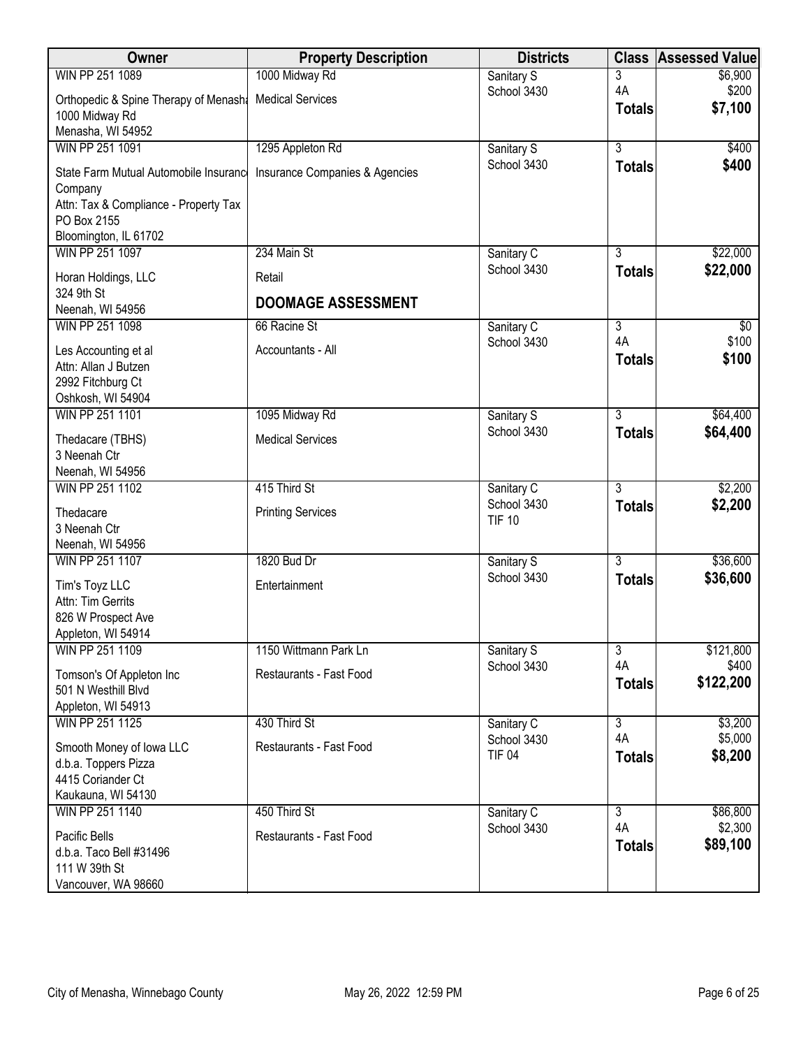| Owner | Property Description | Districts | Class | Assessed Value |
|---|---|---|---|---|
| WIN PP 251 1089<br>Orthopedic & Spine Therapy of Menasha<br>1000 Midway Rd<br>Menasha, WI 54952 | 1000 Midway Rd<br>Medical Services | Sanitary S<br>School 3430 | 3<br>4A<br>**Totals** | $6,900<br>$200<br>**$7,100** |
| WIN PP 251 1091<br>State Farm Mutual Automobile Insurance Company<br>Attn: Tax & Compliance - Property Tax<br>PO Box 2155<br>Bloomington, IL 61702 | 1295 Appleton Rd<br>Insurance Companies & Agencies | Sanitary S<br>School 3430 | 3<br>**Totals** | $400<br>**$400** |
| WIN PP 251 1097<br>Horan Holdings, LLC<br>324 9th St<br>Neenah, WI 54956 | 234 Main St<br>Retail<br>**DOOMAGE ASSESSMENT** | Sanitary C<br>School 3430 | 3<br>**Totals** | $22,000<br>**$22,000** |
| WIN PP 251 1098<br>Les Accounting et al<br>Attn: Allan J Butzen<br>2992 Fitchburg Ct<br>Oshkosh, WI 54904 | 66 Racine St<br>Accountants - All | Sanitary C<br>School 3430 | 3<br>4A<br>**Totals** | $0<br>$100<br>**$100** |
| WIN PP 251 1101<br>Thedacare (TBHS)<br>3 Neenah Ctr<br>Neenah, WI 54956 | 1095 Midway Rd<br>Medical Services | Sanitary S<br>School 3430 | 3<br>**Totals** | $64,400<br>**$64,400** |
| WIN PP 251 1102<br>Thedacare<br>3 Neenah Ctr<br>Neenah, WI 54956 | 415 Third St<br>Printing Services | Sanitary C<br>School 3430<br>TIF 10 | 3<br>**Totals** | $2,200<br>**$2,200** |
| WIN PP 251 1107<br>Tim's Toyz LLC<br>Attn: Tim Gerrits<br>826 W Prospect Ave<br>Appleton, WI 54914 | 1820 Bud Dr<br>Entertainment | Sanitary S<br>School 3430 | 3<br>**Totals** | $36,600<br>**$36,600** |
| WIN PP 251 1109<br>Tomson's Of Appleton Inc<br>501 N Westhill Blvd<br>Appleton, WI 54913 | 1150 Wittmann Park Ln<br>Restaurants - Fast Food | Sanitary S<br>School 3430 | 3<br>4A<br>**Totals** | $121,800<br>$400<br>**$122,200** |
| WIN PP 251 1125<br>Smooth Money of Iowa LLC<br>d.b.a. Toppers Pizza<br>4415 Coriander Ct<br>Kaukauna, WI 54130 | 430 Third St<br>Restaurants - Fast Food | Sanitary C<br>School 3430<br>TIF 04 | 3<br>4A<br>**Totals** | $3,200<br>$5,000<br>**$8,200** |
| WIN PP 251 1140<br>Pacific Bells<br>d.b.a. Taco Bell #31496<br>111 W 39th St<br>Vancouver, WA 98660 | 450 Third St<br>Restaurants - Fast Food | Sanitary C<br>School 3430 | 3<br>4A<br>**Totals** | $86,800<br>$2,300<br>**$89,100** |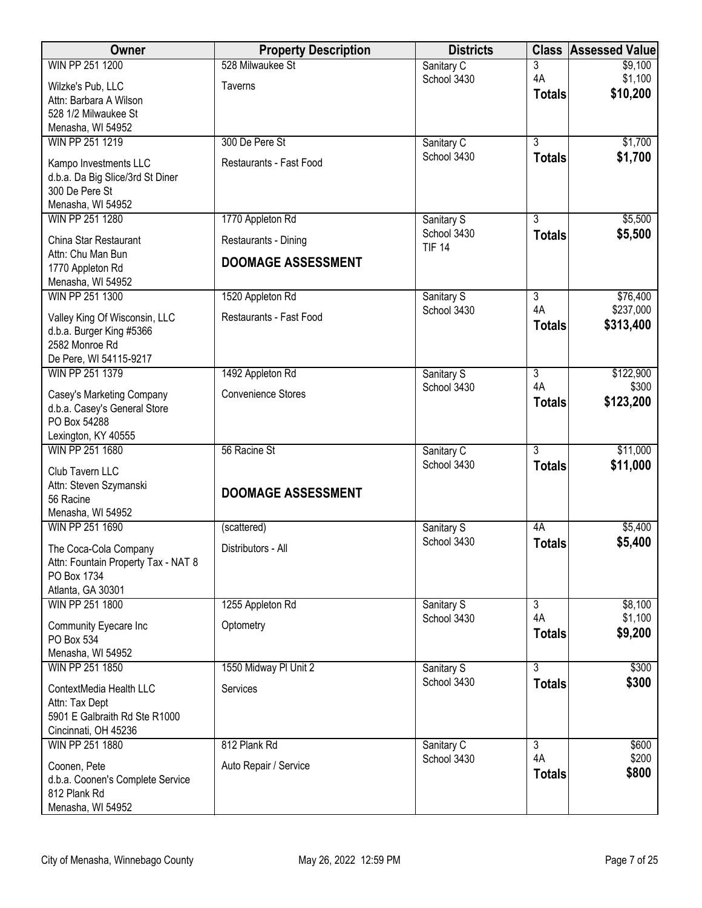| Owner | Property Description | Districts | Class | Assessed Value |
|---|---|---|---|---|
| WIN PP 251 1200<br>Wilzke's Pub, LLC<br>Attn: Barbara A Wilson<br>528 1/2 Milwaukee St<br>Menasha, WI 54952 | 528 Milwaukee St<br>Taverns | Sanitary C<br>School 3430 | 3<br>4A<br>**Totals** | $9,100<br>$1,100<br>**$10,200** |
| WIN PP 251 1219<br>Kampo Investments LLC<br>d.b.a. Da Big Slice/3rd St Diner<br>300 De Pere St<br>Menasha, WI 54952 | 300 De Pere St<br>Restaurants - Fast Food | Sanitary C<br>School 3430 | 3<br>**Totals** | $1,700<br>**$1,700** |
| WIN PP 251 1280<br>China Star Restaurant<br>Attn: Chu Man Bun<br>1770 Appleton Rd<br>Menasha, WI 54952 | 1770 Appleton Rd<br>Restaurants - Dining<br>**DOOMAGE ASSESSMENT** | Sanitary S<br>School 3430<br>TIF 14 | 3<br>**Totals** | $5,500<br>**$5,500** |
| WIN PP 251 1300<br>Valley King Of Wisconsin, LLC<br>d.b.a. Burger King #5366<br>2582 Monroe Rd<br>De Pere, WI 54115-9217 | 1520 Appleton Rd<br>Restaurants - Fast Food | Sanitary S<br>School 3430 | 3<br>4A<br>**Totals** | $76,400<br>$237,000<br>**$313,400** |
| WIN PP 251 1379<br>Casey's Marketing Company<br>d.b.a. Casey's General Store<br>PO Box 54288<br>Lexington, KY 40555 | 1492 Appleton Rd<br>Convenience Stores | Sanitary S<br>School 3430 | 3<br>4A<br>**Totals** | $122,900<br>$300<br>**$123,200** |
| WIN PP 251 1680<br>Club Tavern LLC<br>Attn: Steven Szymanski<br>56 Racine<br>Menasha, WI 54952 | 56 Racine St<br>**DOOMAGE ASSESSMENT** | Sanitary C<br>School 3430 | 3<br>**Totals** | $11,000<br>**$11,000** |
| WIN PP 251 1690<br>The Coca-Cola Company<br>Attn: Fountain Property Tax - NAT 8<br>PO Box 1734<br>Atlanta, GA 30301 | (scattered)<br>Distributors - All | Sanitary S<br>School 3430 | 4A<br>**Totals** | $5,400<br>**$5,400** |
| WIN PP 251 1800<br>Community Eyecare Inc<br>PO Box 534<br>Menasha, WI 54952 | 1255 Appleton Rd<br>Optometry | Sanitary S<br>School 3430 | 3<br>4A<br>**Totals** | $8,100<br>$1,100<br>**$9,200** |
| WIN PP 251 1850<br>ContextMedia Health LLC<br>Attn: Tax Dept<br>5901 E Galbraith Rd Ste R1000<br>Cincinnati, OH 45236 | 1550 Midway Pl Unit 2<br>Services | Sanitary S<br>School 3430 | 3<br>**Totals** | $300<br>**$300** |
| WIN PP 251 1880<br>Coonen, Pete<br>d.b.a. Coonen's Complete Service<br>812 Plank Rd<br>Menasha, WI 54952 | 812 Plank Rd<br>Auto Repair / Service | Sanitary C<br>School 3430 | 3<br>4A<br>**Totals** | $600<br>$200<br>**$800** |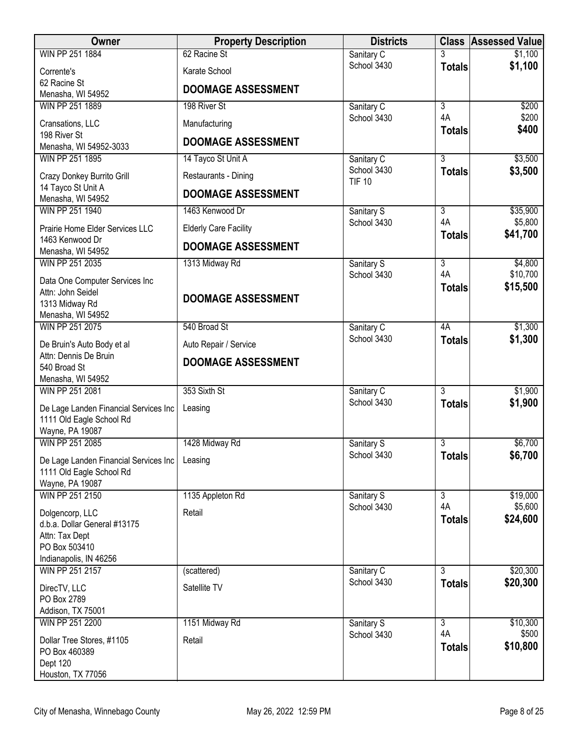| Owner | Property Description | Districts | Class | Assessed Value |
|---|---|---|---|---|
| WIN PP 251 1884<br>Corrente's<br>62 Racine St<br>Menasha, WI 54952 | 62 Racine St<br>Karate School<br>**DOOMAGE ASSESSMENT** | Sanitary C<br>School 3430 | 3<br>**Totals** | $1,100<br>**$1,100** |
| WIN PP 251 1889<br>Cransations, LLC<br>198 River St<br>Menasha, WI 54952-3033 | 198 River St<br>Manufacturing<br>**DOOMAGE ASSESSMENT** | Sanitary C<br>School 3430 | 3<br>4A<br>**Totals** | $200<br>$200<br>**$400** |
| WIN PP 251 1895<br>Crazy Donkey Burrito Grill<br>14 Tayco St Unit A<br>Menasha, WI 54952 | 14 Tayco St Unit A<br>Restaurants - Dining<br>**DOOMAGE ASSESSMENT** | Sanitary C<br>School 3430<br>TIF 10 | 3<br>**Totals** | $3,500<br>**$3,500** |
| WIN PP 251 1940<br>Prairie Home Elder Services LLC<br>1463 Kenwood Dr<br>Menasha, WI 54952 | 1463 Kenwood Dr<br>Elderly Care Facility<br>**DOOMAGE ASSESSMENT** | Sanitary S<br>School 3430 | 3<br>4A<br>**Totals** | $35,900<br>$5,800<br>**$41,700** |
| WIN PP 251 2035<br>Data One Computer Services Inc<br>Attn: John Seidel<br>1313 Midway Rd<br>Menasha, WI 54952 | 1313 Midway Rd<br>**DOOMAGE ASSESSMENT** | Sanitary S<br>School 3430 | 3<br>4A<br>**Totals** | $4,800<br>$10,700<br>**$15,500** |
| WIN PP 251 2075<br>De Bruin's Auto Body et al<br>Attn: Dennis De Bruin<br>540 Broad St<br>Menasha, WI 54952 | 540 Broad St<br>Auto Repair / Service<br>**DOOMAGE ASSESSMENT** | Sanitary C<br>School 3430 | 4A<br>**Totals** | $1,300<br>**$1,300** |
| WIN PP 251 2081<br>De Lage Landen Financial Services Inc<br>1111 Old Eagle School Rd<br>Wayne, PA 19087 | 353 Sixth St<br>Leasing | Sanitary C<br>School 3430 | 3<br>**Totals** | $1,900<br>**$1,900** |
| WIN PP 251 2085<br>De Lage Landen Financial Services Inc<br>1111 Old Eagle School Rd<br>Wayne, PA 19087 | 1428 Midway Rd<br>Leasing | Sanitary S<br>School 3430 | 3<br>**Totals** | $6,700<br>**$6,700** |
| WIN PP 251 2150<br>Dolgencorp, LLC<br>d.b.a. Dollar General #13175<br>Attn: Tax Dept<br>PO Box 503410<br>Indianapolis, IN 46256 | 1135 Appleton Rd<br>Retail | Sanitary S<br>School 3430 | 3<br>4A<br>**Totals** | $19,000<br>$5,600<br>**$24,600** |
| WIN PP 251 2157<br>DirecTV, LLC<br>PO Box 2789<br>Addison, TX 75001 | (scattered)<br>Satellite TV | Sanitary C<br>School 3430 | 3<br>**Totals** | $20,300<br>**$20,300** |
| WIN PP 251 2200<br>Dollar Tree Stores, #1105<br>PO Box 460389<br>Dept 120<br>Houston, TX 77056 | 1151 Midway Rd<br>Retail | Sanitary S<br>School 3430 | 3<br>4A<br>**Totals** | $10,300<br>$500<br>**$10,800** |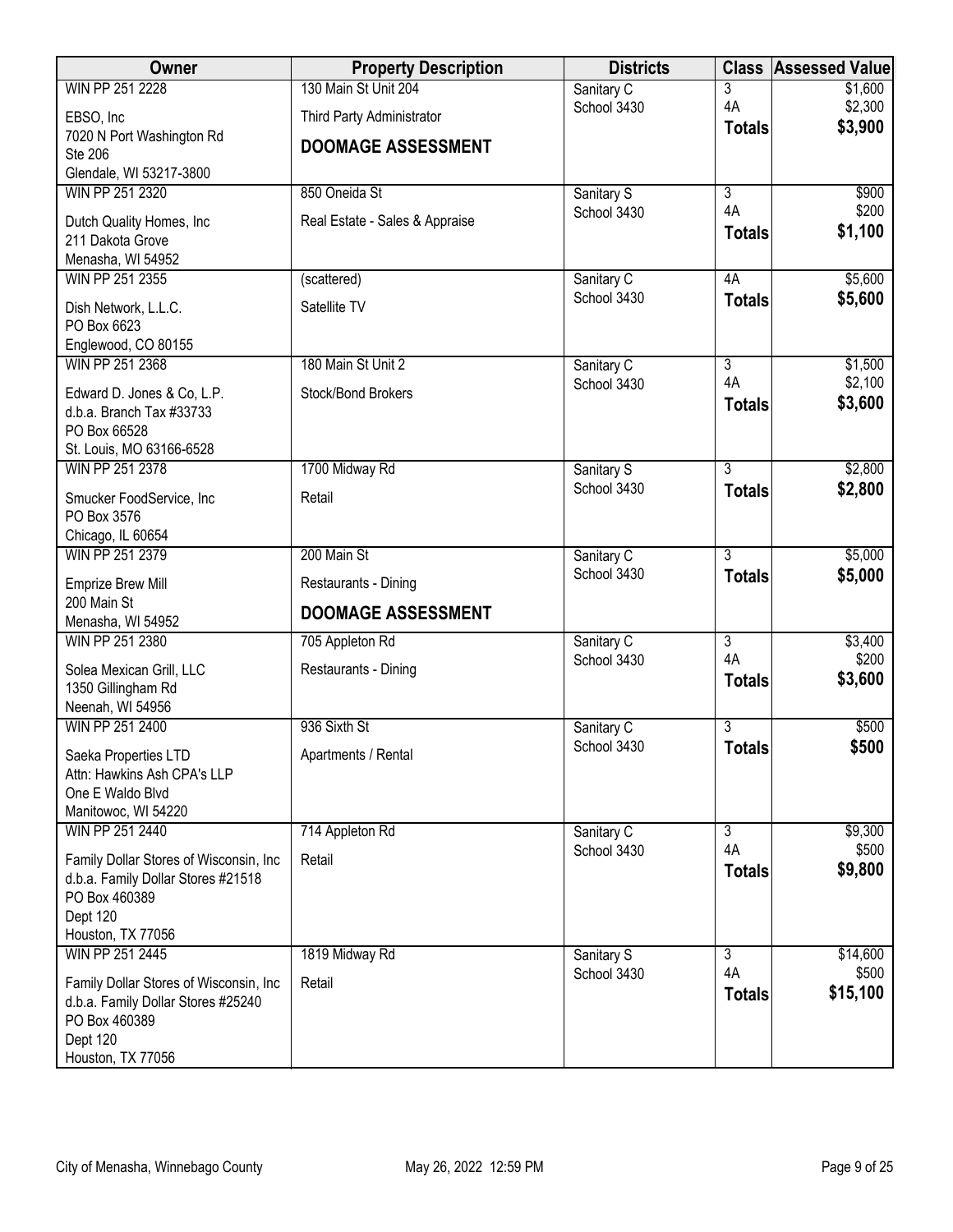| Owner | Property Description | Districts | Class | Assessed Value |
|---|---|---|---|---|
| WIN PP 251 2228<br>EBSO, Inc<br>7020 N Port Washington Rd<br>Ste 206<br>Glendale, WI 53217-3800 | 130 Main St Unit 204<br>Third Party Administrator<br>**DOOMAGE ASSESSMENT** | Sanitary C<br>School 3430 | 3<br>4A<br>**Totals** | $1,600<br>$2,300<br>**$3,900** |
| WIN PP 251 2320<br>Dutch Quality Homes, Inc<br>211 Dakota Grove<br>Menasha, WI 54952 | 850 Oneida St<br>Real Estate - Sales & Appraise | Sanitary S<br>School 3430 | 3<br>4A<br>**Totals** | $900<br>$200<br>**$1,100** |
| WIN PP 251 2355<br>Dish Network, L.L.C.<br>PO Box 6623<br>Englewood, CO 80155 | (scattered)<br>Satellite TV | Sanitary C<br>School 3430 | 4A<br>**Totals** | $5,600<br>**$5,600** |
| WIN PP 251 2368<br>Edward D. Jones & Co, L.P.<br>d.b.a. Branch Tax #33733<br>PO Box 66528<br>St. Louis, MO 63166-6528 | 180 Main St Unit 2<br>Stock/Bond Brokers | Sanitary C<br>School 3430 | 3<br>4A<br>**Totals** | $1,500<br>$2,100<br>**$3,600** |
| WIN PP 251 2378<br>Smucker FoodService, Inc<br>PO Box 3576<br>Chicago, IL 60654 | 1700 Midway Rd<br>Retail | Sanitary S<br>School 3430 | 3<br>**Totals** | $2,800<br>**$2,800** |
| WIN PP 251 2379<br>Emprize Brew Mill<br>200 Main St<br>Menasha, WI 54952 | 200 Main St<br>Restaurants - Dining<br>**DOOMAGE ASSESSMENT** | Sanitary C<br>School 3430 | 3<br>**Totals** | $5,000<br>**$5,000** |
| WIN PP 251 2380<br>Solea Mexican Grill, LLC<br>1350 Gillingham Rd<br>Neenah, WI 54956 | 705 Appleton Rd<br>Restaurants - Dining | Sanitary C<br>School 3430 | 3<br>4A<br>**Totals** | $3,400<br>$200<br>**$3,600** |
| WIN PP 251 2400<br>Saeka Properties LTD<br>Attn: Hawkins Ash CPA's LLP<br>One E Waldo Blvd<br>Manitowoc, WI 54220 | 936 Sixth St<br>Apartments / Rental | Sanitary C<br>School 3430 | 3<br>**Totals** | $500<br>**$500** |
| WIN PP 251 2440<br>Family Dollar Stores of Wisconsin, Inc<br>d.b.a. Family Dollar Stores #21518<br>PO Box 460389<br>Dept 120<br>Houston, TX 77056 | 714 Appleton Rd<br>Retail | Sanitary C<br>School 3430 | 3<br>4A<br>**Totals** | $9,300<br>$500<br>**$9,800** |
| WIN PP 251 2445<br>Family Dollar Stores of Wisconsin, Inc<br>d.b.a. Family Dollar Stores #25240<br>PO Box 460389<br>Dept 120<br>Houston, TX 77056 | 1819 Midway Rd<br>Retail | Sanitary S<br>School 3430 | 3<br>4A<br>**Totals** | $14,600<br>$500<br>**$15,100** |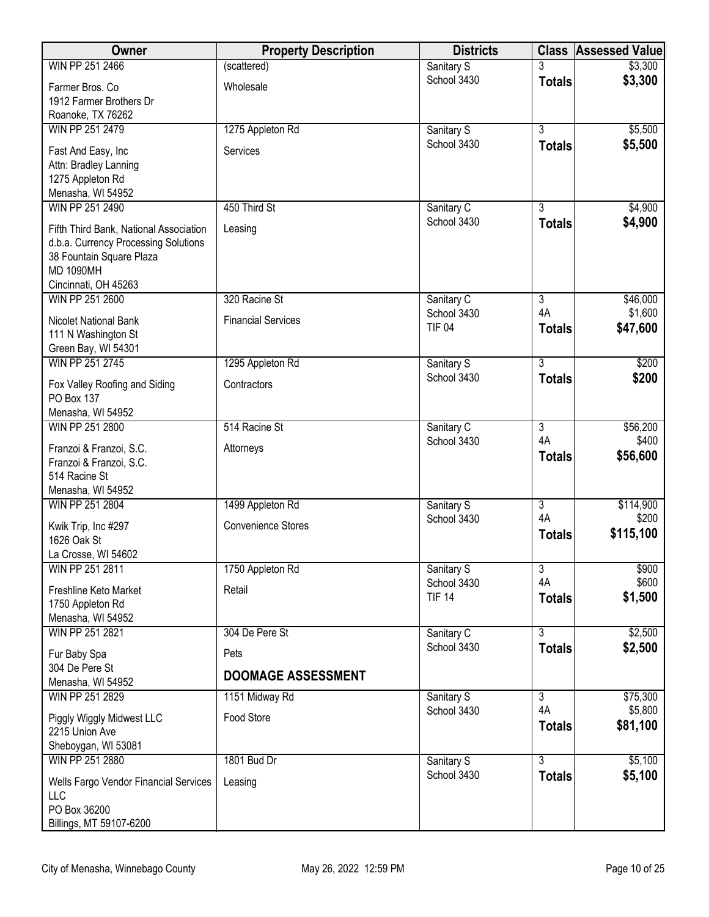| Owner | Property Description | Districts | Class | Assessed Value |
|---|---|---|---|---|
| WIN PP 251 2466<br>Farmer Bros. Co<br>1912 Farmer Brothers Dr<br>Roanoke, TX 76262 | (scattered)<br>Wholesale | Sanitary S<br>School 3430 | 3<br>**Totals** | $3,300<br>**$3,300** |
| WIN PP 251 2479<br>Fast And Easy, Inc<br>Attn: Bradley Lanning<br>1275 Appleton Rd<br>Menasha, WI 54952 | 1275 Appleton Rd<br>Services | Sanitary S<br>School 3430 | 3<br>**Totals** | $5,500<br>**$5,500** |
| WIN PP 251 2490<br>Fifth Third Bank, National Association<br>d.b.a. Currency Processing Solutions<br>38 Fountain Square Plaza<br>MD 1090MH<br>Cincinnati, OH 45263 | 450 Third St<br>Leasing | Sanitary C<br>School 3430 | 3<br>**Totals** | $4,900<br>**$4,900** |
| WIN PP 251 2600<br>Nicolet National Bank<br>111 N Washington St<br>Green Bay, WI 54301 | 320 Racine St<br>Financial Services | Sanitary C<br>School 3430<br>TIF 04 | 3<br>4A<br>**Totals** | $46,000<br>$1,600<br>**$47,600** |
| WIN PP 251 2745<br>Fox Valley Roofing and Siding<br>PO Box 137<br>Menasha, WI 54952 | 1295 Appleton Rd<br>Contractors | Sanitary S<br>School 3430 | 3<br>**Totals** | $200<br>**$200** |
| WIN PP 251 2800<br>Franzoi & Franzoi, S.C.<br>Franzoi & Franzoi, S.C.<br>514 Racine St<br>Menasha, WI 54952 | 514 Racine St<br>Attorneys | Sanitary C<br>School 3430 | 3<br>4A<br>**Totals** | $56,200<br>$400<br>**$56,600** |
| WIN PP 251 2804<br>Kwik Trip, Inc #297<br>1626 Oak St<br>La Crosse, WI 54602 | 1499 Appleton Rd<br>Convenience Stores | Sanitary S<br>School 3430 | 3<br>4A<br>**Totals** | $114,900<br>$200<br>**$115,100** |
| WIN PP 251 2811<br>Freshline Keto Market<br>1750 Appleton Rd<br>Menasha, WI 54952 | 1750 Appleton Rd<br>Retail | Sanitary S<br>School 3430<br>TIF 14 | 3<br>4A<br>**Totals** | $900<br>$600<br>**$1,500** |
| WIN PP 251 2821<br>Fur Baby Spa<br>304 De Pere St<br>Menasha, WI 54952 | 304 De Pere St<br>Pets<br>**DOOMAGE ASSESSMENT** | Sanitary C<br>School 3430 | 3<br>**Totals** | $2,500<br>**$2,500** |
| WIN PP 251 2829<br>Piggly Wiggly Midwest LLC<br>2215 Union Ave<br>Sheboygan, WI 53081 | 1151 Midway Rd<br>Food Store | Sanitary S<br>School 3430 | 3<br>4A<br>**Totals** | $75,300<br>$5,800<br>**$81,100** |
| WIN PP 251 2880<br>Wells Fargo Vendor Financial Services LLC<br>PO Box 36200<br>Billings, MT 59107-6200 | 1801 Bud Dr<br>Leasing | Sanitary S<br>School 3430 | 3<br>**Totals** | $5,100<br>**$5,100** |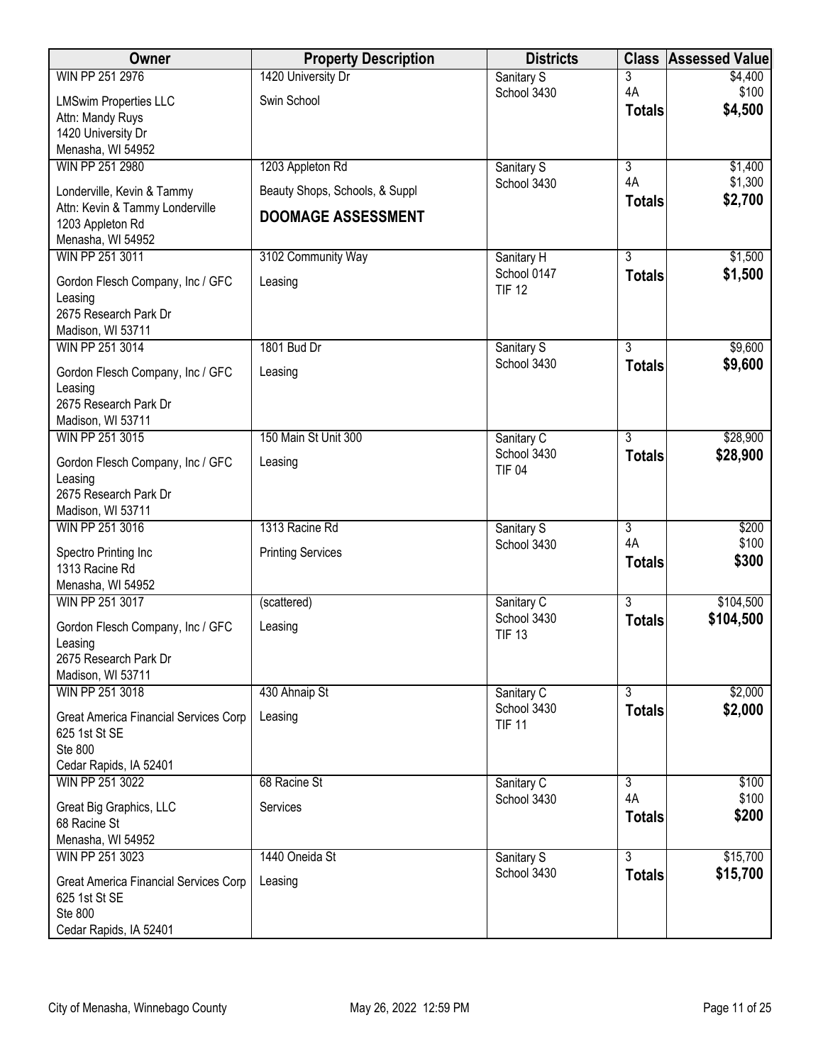| Owner | Property Description | Districts | Class | Assessed Value |
|---|---|---|---|---|
| WIN PP 251 2976<br>LMSwim Properties LLC<br>Attn: Mandy Ruys<br>1420 University Dr<br>Menasha, WI 54952 | 1420 University Dr<br>Swin School | Sanitary S<br>School 3430 | 3<br>4A<br>**Totals** | $4,400<br>$100<br>**$4,500** |
| WIN PP 251 2980<br>Londerville, Kevin & Tammy<br>Attn: Kevin & Tammy Londerville<br>1203 Appleton Rd<br>Menasha, WI 54952 | 1203 Appleton Rd<br>Beauty Shops, Schools, & Suppl<br>**DOOMAGE ASSESSMENT** | Sanitary S<br>School 3430 | 3<br>4A<br>**Totals** | $1,400<br>$1,300<br>**$2,700** |
| WIN PP 251 3011<br>Gordon Flesch Company, Inc / GFC Leasing<br>2675 Research Park Dr<br>Madison, WI 53711 | 3102 Community Way<br>Leasing | Sanitary H<br>School 0147<br>TIF 12 | 3<br>**Totals** | $1,500<br>**$1,500** |
| WIN PP 251 3014<br>Gordon Flesch Company, Inc / GFC Leasing<br>2675 Research Park Dr<br>Madison, WI 53711 | 1801 Bud Dr<br>Leasing | Sanitary S<br>School 3430 | 3<br>**Totals** | $9,600<br>**$9,600** |
| WIN PP 251 3015<br>Gordon Flesch Company, Inc / GFC Leasing<br>2675 Research Park Dr<br>Madison, WI 53711 | 150 Main St Unit 300<br>Leasing | Sanitary C<br>School 3430<br>TIF 04 | 3<br>**Totals** | $28,900<br>**$28,900** |
| WIN PP 251 3016<br>Spectro Printing Inc<br>1313 Racine Rd<br>Menasha, WI 54952 | 1313 Racine Rd<br>Printing Services | Sanitary S<br>School 3430 | 3<br>4A<br>**Totals** | $200<br>$100<br>**$300** |
| WIN PP 251 3017<br>Gordon Flesch Company, Inc / GFC Leasing<br>2675 Research Park Dr<br>Madison, WI 53711 | (scattered)<br>Leasing | Sanitary C<br>School 3430<br>TIF 13 | 3<br>**Totals** | $104,500<br>**$104,500** |
| WIN PP 251 3018<br>Great America Financial Services Corp<br>625 1st St SE<br>Ste 800<br>Cedar Rapids, IA 52401 | 430 Ahnaip St<br>Leasing | Sanitary C<br>School 3430<br>TIF 11 | 3<br>**Totals** | $2,000<br>**$2,000** |
| WIN PP 251 3022<br>Great Big Graphics, LLC<br>68 Racine St<br>Menasha, WI 54952 | 68 Racine St<br>Services | Sanitary C<br>School 3430 | 3<br>4A<br>**Totals** | $100<br>$100<br>**$200** |
| WIN PP 251 3023<br>Great America Financial Services Corp<br>625 1st St SE<br>Ste 800<br>Cedar Rapids, IA 52401 | 1440 Oneida St<br>Leasing | Sanitary S<br>School 3430 | 3<br>**Totals** | $15,700<br>**$15,700** |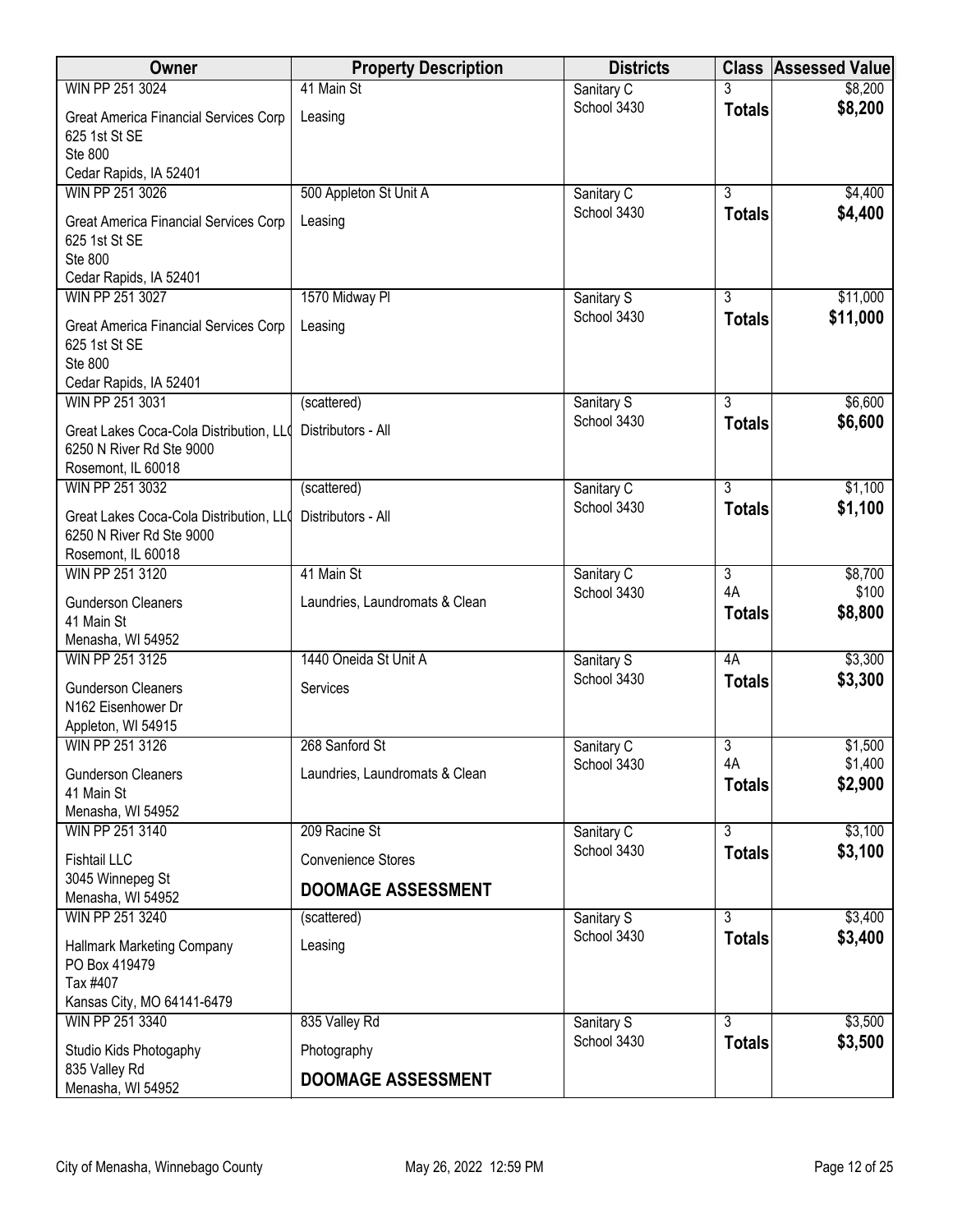| Owner | Property Description | Districts | Class | Assessed Value |
|---|---|---|---|---|
| WIN PP 251 3024<br>Great America Financial Services Corp<br>625 1st St SE<br>Ste 800<br>Cedar Rapids, IA 52401 | 41 Main St<br>Leasing | Sanitary C<br>School 3430 | 3<br>**Totals** | $8,200<br>**$8,200** |
| WIN PP 251 3026<br>Great America Financial Services Corp<br>625 1st St SE<br>Ste 800<br>Cedar Rapids, IA 52401 | 500 Appleton St Unit A<br>Leasing | Sanitary C<br>School 3430 | 3<br>**Totals** | $4,400<br>**$4,400** |
| WIN PP 251 3027<br>Great America Financial Services Corp<br>625 1st St SE<br>Ste 800<br>Cedar Rapids, IA 52401 | 1570 Midway Pl<br>Leasing | Sanitary S<br>School 3430 | 3<br>**Totals** | $11,000<br>**$11,000** |
| WIN PP 251 3031<br>Great Lakes Coca-Cola Distribution, LL(<br>6250 N River Rd Ste 9000<br>Rosemont, IL 60018 | (scattered)<br>Distributors - All | Sanitary S<br>School 3430 | 3<br>**Totals** | $6,600<br>**$6,600** |
| WIN PP 251 3032<br>Great Lakes Coca-Cola Distribution, LL(<br>6250 N River Rd Ste 9000<br>Rosemont, IL 60018 | (scattered)<br>Distributors - All | Sanitary C<br>School 3430 | 3<br>**Totals** | $1,100<br>**$1,100** |
| WIN PP 251 3120<br>Gunderson Cleaners<br>41 Main St<br>Menasha, WI 54952 | 41 Main St<br>Laundries, Laundromats & Clean | Sanitary C<br>School 3430 | 3<br>4A<br>**Totals** | $8,700<br>$100<br>**$8,800** |
| WIN PP 251 3125<br>Gunderson Cleaners<br>N162 Eisenhower Dr<br>Appleton, WI 54915 | 1440 Oneida St Unit A<br>Services | Sanitary S<br>School 3430 | 4A<br>**Totals** | $3,300<br>**$3,300** |
| WIN PP 251 3126<br>Gunderson Cleaners<br>41 Main St<br>Menasha, WI 54952 | 268 Sanford St<br>Laundries, Laundromats & Clean | Sanitary C<br>School 3430 | 3<br>4A<br>**Totals** | $1,500<br>$1,400<br>**$2,900** |
| WIN PP 251 3140<br>Fishtail LLC<br>3045 Winnepeg St<br>Menasha, WI 54952 | 209 Racine St<br>Convenience Stores<br>**DOOMAGE ASSESSMENT** | Sanitary C<br>School 3430 | 3<br>**Totals** | $3,100<br>**$3,100** |
| WIN PP 251 3240<br>Hallmark Marketing Company<br>PO Box 419479<br>Tax #407<br>Kansas City, MO 64141-6479 | (scattered)<br>Leasing | Sanitary S<br>School 3430 | 3<br>**Totals** | $3,400<br>**$3,400** |
| WIN PP 251 3340<br>Studio Kids Photogaphy<br>835 Valley Rd<br>Menasha, WI 54952 | 835 Valley Rd<br>Photography<br>**DOOMAGE ASSESSMENT** | Sanitary S<br>School 3430 | 3<br>**Totals** | $3,500<br>**$3,500** |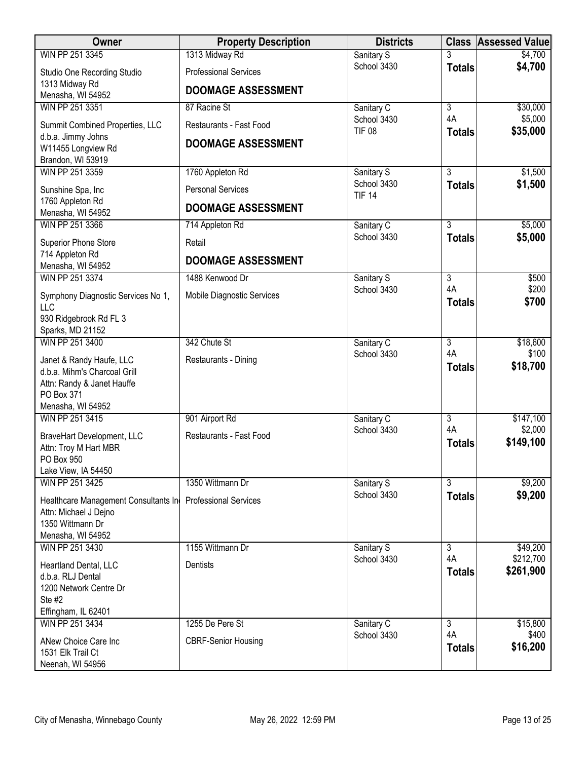| Owner | Property Description | Districts | Class | Assessed Value |
|---|---|---|---|---|
| WIN PP 251 3345<br>Studio One Recording Studio<br>1313 Midway Rd<br>Menasha, WI 54952 | 1313 Midway Rd<br>Professional Services<br>**DOOMAGE ASSESSMENT** | Sanitary S<br>School 3430 | 3<br>**Totals** | $4,700<br>**$4,700** |
| WIN PP 251 3351<br>Summit Combined Properties, LLC<br>d.b.a. Jimmy Johns<br>W11455 Longview Rd<br>Brandon, WI 53919 | 87 Racine St<br>Restaurants - Fast Food<br>**DOOMAGE ASSESSMENT** | Sanitary C<br>School 3430<br>TIF 08 | 3<br>4A<br>**Totals** | $30,000<br>$5,000<br>**$35,000** |
| WIN PP 251 3359<br>Sunshine Spa, Inc<br>1760 Appleton Rd<br>Menasha, WI 54952 | 1760 Appleton Rd<br>Personal Services<br>**DOOMAGE ASSESSMENT** | Sanitary S<br>School 3430<br>TIF 14 | 3<br>**Totals** | $1,500<br>**$1,500** |
| WIN PP 251 3366<br>Superior Phone Store<br>714 Appleton Rd<br>Menasha, WI 54952 | 714 Appleton Rd<br>Retail<br>**DOOMAGE ASSESSMENT** | Sanitary C<br>School 3430 | 3<br>**Totals** | $5,000<br>**$5,000** |
| WIN PP 251 3374<br>Symphony Diagnostic Services No 1, LLC<br>930 Ridgebrook Rd FL 3<br>Sparks, MD 21152 | 1488 Kenwood Dr<br>Mobile Diagnostic Services | Sanitary S<br>School 3430 | 3<br>4A<br>**Totals** | $500<br>$200<br>**$700** |
| WIN PP 251 3400<br>Janet & Randy Haufe, LLC<br>d.b.a. Mihm's Charcoal Grill<br>Attn: Randy & Janet Hauffe<br>PO Box 371<br>Menasha, WI 54952 | 342 Chute St<br>Restaurants - Dining | Sanitary C<br>School 3430 | 3<br>4A<br>**Totals** | $18,600<br>$100<br>**$18,700** |
| WIN PP 251 3415<br>BraveHart Development, LLC<br>Attn: Troy M Hart MBR<br>PO Box 950<br>Lake View, IA 54450 | 901 Airport Rd<br>Restaurants - Fast Food | Sanitary C<br>School 3430 | 3<br>4A<br>**Totals** | $147,100<br>$2,000<br>**$149,100** |
| WIN PP 251 3425<br>Healthcare Management Consultants In<br>Attn: Michael J Dejno<br>1350 Wittmann Dr<br>Menasha, WI 54952 | 1350 Wittmann Dr<br>Professional Services | Sanitary S<br>School 3430 | 3<br>**Totals** | $9,200<br>**$9,200** |
| WIN PP 251 3430<br>Heartland Dental, LLC<br>d.b.a. RLJ Dental<br>1200 Network Centre Dr<br>Ste #2<br>Effingham, IL 62401 | 1155 Wittmann Dr<br>Dentists | Sanitary S<br>School 3430 | 3<br>4A<br>**Totals** | $49,200<br>$212,700<br>**$261,900** |
| WIN PP 251 3434<br>ANew Choice Care Inc<br>1531 Elk Trail Ct<br>Neenah, WI 54956 | 1255 De Pere St<br>CBRF-Senior Housing | Sanitary C<br>School 3430 | 3<br>4A<br>**Totals** | $15,800<br>$400<br>**$16,200** |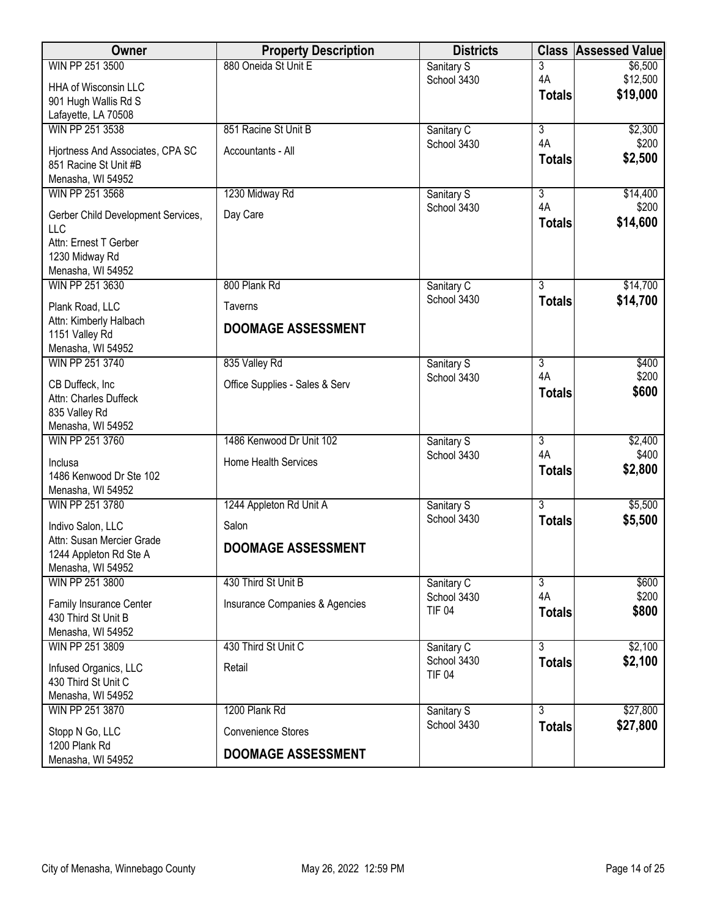| Owner | Property Description | Districts | Class | Assessed Value |
|---|---|---|---|---|
| WIN PP 251 3500<br>HHA of Wisconsin LLC<br>901 Hugh Wallis Rd S<br>Lafayette, LA 70508 | 880 Oneida St Unit E | Sanitary S<br>School 3430 | 3<br>4A<br>**Totals** | \$6,500<br>\$12,500<br>**\$19,000** |
| WIN PP 251 3538<br>Hjortness And Associates, CPA SC<br>851 Racine St Unit #B<br>Menasha, WI 54952 | 851 Racine St Unit B<br>Accountants - All | Sanitary C<br>School 3430 | 3<br>4A<br>**Totals** | \$2,300<br>\$200<br>**\$2,500** |
| WIN PP 251 3568<br>Gerber Child Development Services, LLC<br>Attn: Ernest T Gerber<br>1230 Midway Rd<br>Menasha, WI 54952 | 1230 Midway Rd<br>Day Care | Sanitary S<br>School 3430 | 3<br>4A<br>**Totals** | \$14,400<br>\$200<br>**\$14,600** |
| WIN PP 251 3630<br>Plank Road, LLC<br>Attn: Kimberly Halbach<br>1151 Valley Rd<br>Menasha, WI 54952 | 800 Plank Rd<br>Taverns<br>**DOOMAGE ASSESSMENT** | Sanitary C<br>School 3430 | 3<br>**Totals** | \$14,700<br>**\$14,700** |
| WIN PP 251 3740<br>CB Duffeck, Inc<br>Attn: Charles Duffeck<br>835 Valley Rd<br>Menasha, WI 54952 | 835 Valley Rd<br>Office Supplies - Sales & Serv | Sanitary S<br>School 3430 | 3<br>4A<br>**Totals** | \$400<br>\$200<br>**\$600** |
| WIN PP 251 3760<br>Inclusa<br>1486 Kenwood Dr Ste 102<br>Menasha, WI 54952 | 1486 Kenwood Dr Unit 102<br>Home Health Services | Sanitary S<br>School 3430 | 3<br>4A<br>**Totals** | \$2,400<br>\$400<br>**\$2,800** |
| WIN PP 251 3780<br>Indivo Salon, LLC<br>Attn: Susan Mercier Grade<br>1244 Appleton Rd Ste A<br>Menasha, WI 54952 | 1244 Appleton Rd Unit A<br>Salon<br>**DOOMAGE ASSESSMENT** | Sanitary S<br>School 3430 | 3<br>**Totals** | \$5,500<br>**\$5,500** |
| WIN PP 251 3800<br>Family Insurance Center<br>430 Third St Unit B<br>Menasha, WI 54952 | 430 Third St Unit B<br>Insurance Companies & Agencies | Sanitary C<br>School 3430<br>TIF 04 | 3<br>4A<br>**Totals** | \$600<br>\$200<br>**\$800** |
| WIN PP 251 3809<br>Infused Organics, LLC<br>430 Third St Unit C<br>Menasha, WI 54952 | 430 Third St Unit C<br>Retail | Sanitary C<br>School 3430<br>TIF 04 | 3<br>**Totals** | \$2,100<br>**\$2,100** |
| WIN PP 251 3870<br>Stopp N Go, LLC<br>1200 Plank Rd<br>Menasha, WI 54952 | 1200 Plank Rd<br>Convenience Stores<br>**DOOMAGE ASSESSMENT** | Sanitary S<br>School 3430 | 3<br>**Totals** | \$27,800<br>**\$27,800** |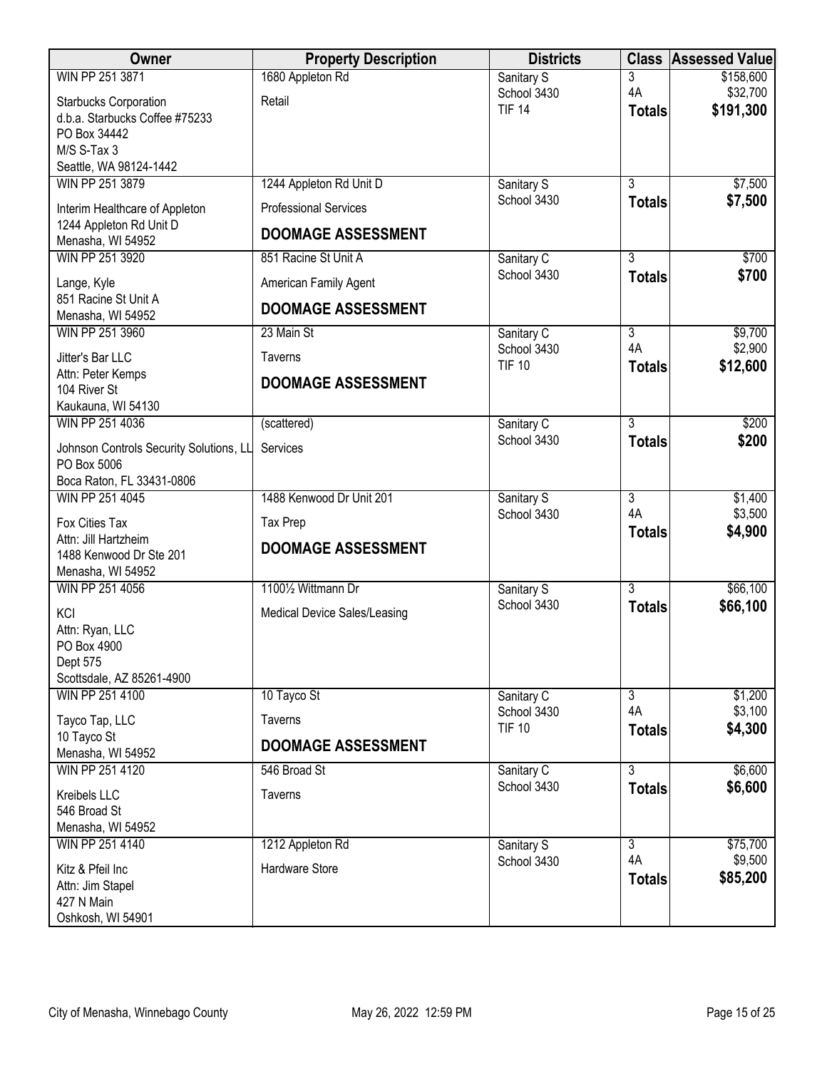| Owner | Property Description | Districts | Class | Assessed Value |
|---|---|---|---|---|
| WIN PP 251 3871<br>Starbucks Corporation<br>d.b.a. Starbucks Coffee #75233<br>PO Box 34442<br>M/S S-Tax 3<br>Seattle, WA 98124-1442 | 1680 Appleton Rd<br>Retail | Sanitary S<br>School 3430<br>TIF 14 | 3<br>4A<br>**Totals** | $158,600<br>$32,700<br>**$191,300** |
| WIN PP 251 3879<br>Interim Healthcare of Appleton<br>1244 Appleton Rd Unit D<br>Menasha, WI 54952 | 1244 Appleton Rd Unit D<br>Professional Services<br>**DOOMAGE ASSESSMENT** | Sanitary S<br>School 3430 | 3<br>**Totals** | $7,500<br>**$7,500** |
| WIN PP 251 3920<br>Lange, Kyle<br>851 Racine St Unit A<br>Menasha, WI 54952 | 851 Racine St Unit A<br>American Family Agent<br>**DOOMAGE ASSESSMENT** | Sanitary C<br>School 3430 | 3<br>**Totals** | $700<br>**$700** |
| WIN PP 251 3960<br>Jitter's Bar LLC<br>Attn: Peter Kemps<br>104 River St<br>Kaukauna, WI 54130 | 23 Main St<br>Taverns<br>**DOOMAGE ASSESSMENT** | Sanitary C<br>School 3430<br>TIF 10 | 3<br>4A<br>**Totals** | $9,700<br>$2,900<br>**$12,600** |
| WIN PP 251 4036<br>Johnson Controls Security Solutions, LL<br>PO Box 5006<br>Boca Raton, FL 33431-0806 | (scattered)<br>Services | Sanitary C<br>School 3430 | 3<br>**Totals** | $200<br>**$200** |
| WIN PP 251 4045<br>Fox Cities Tax<br>Attn: Jill Hartzheim<br>1488 Kenwood Dr Ste 201<br>Menasha, WI 54952 | 1488 Kenwood Dr Unit 201<br>Tax Prep<br>**DOOMAGE ASSESSMENT** | Sanitary S<br>School 3430 | 3<br>4A<br>**Totals** | $1,400<br>$3,500<br>**$4,900** |
| WIN PP 251 4056<br>KCI<br>Attn: Ryan, LLC<br>PO Box 4900<br>Dept 575<br>Scottsdale, AZ 85261-4900 | 1100½ Wittmann Dr<br>Medical Device Sales/Leasing | Sanitary S<br>School 3430 | 3<br>**Totals** | $66,100<br>**$66,100** |
| WIN PP 251 4100<br>Tayco Tap, LLC<br>10 Tayco St<br>Menasha, WI 54952 | 10 Tayco St<br>Taverns<br>**DOOMAGE ASSESSMENT** | Sanitary C<br>School 3430<br>TIF 10 | 3<br>4A<br>**Totals** | $1,200<br>$3,100<br>**$4,300** |
| WIN PP 251 4120<br>Kreibels LLC<br>546 Broad St<br>Menasha, WI 54952 | 546 Broad St<br>Taverns | Sanitary C<br>School 3430 | 3<br>**Totals** | $6,600<br>**$6,600** |
| WIN PP 251 4140<br>Kitz & Pfeil Inc<br>Attn: Jim Stapel<br>427 N Main<br>Oshkosh, WI 54901 | 1212 Appleton Rd<br>Hardware Store | Sanitary S<br>School 3430 | 3<br>4A<br>**Totals** | $75,700<br>$9,500<br>**$85,200** |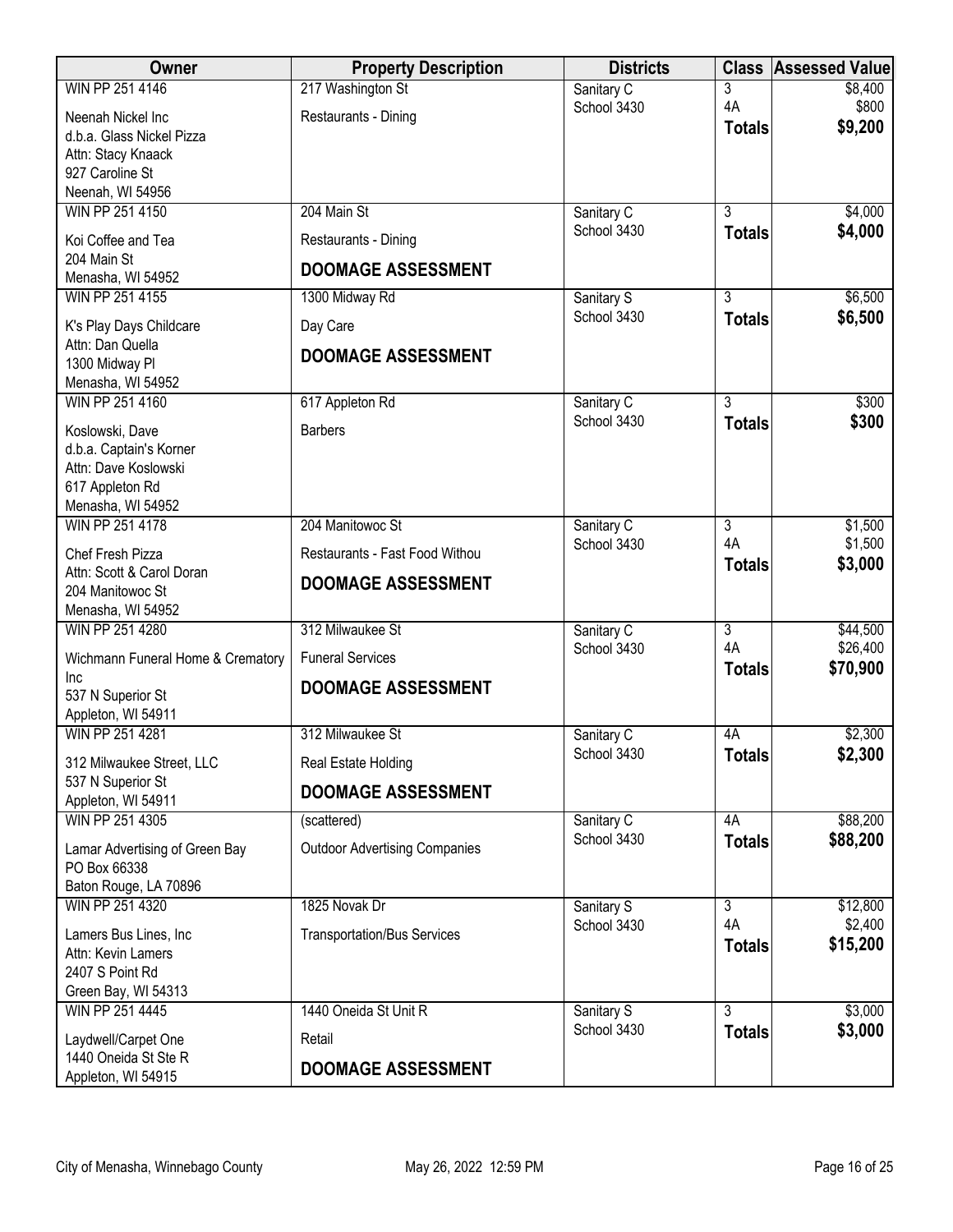| Owner | Property Description | Districts | Class | Assessed Value |
|---|---|---|---|---|
| WIN PP 251 4146<br>Neenah Nickel Inc<br>d.b.a. Glass Nickel Pizza<br>Attn: Stacy Knaack<br>927 Caroline St<br>Neenah, WI 54956 | 217 Washington St<br>Restaurants - Dining | Sanitary C<br>School 3430 | 3<br>4A<br>**Totals** | \$8,400<br>\$800<br>**\$9,200** |
| WIN PP 251 4150<br>Koi Coffee and Tea<br>204 Main St<br>Menasha, WI 54952 | 204 Main St<br>Restaurants - Dining<br>**DOOMAGE ASSESSMENT** | Sanitary C<br>School 3430 | 3<br>**Totals** | \$4,000<br>**\$4,000** |
| WIN PP 251 4155<br>K's Play Days Childcare<br>Attn: Dan Quella<br>1300 Midway Pl<br>Menasha, WI 54952 | 1300 Midway Rd<br>Day Care<br>**DOOMAGE ASSESSMENT** | Sanitary S<br>School 3430 | 3<br>**Totals** | \$6,500<br>**\$6,500** |
| WIN PP 251 4160<br>Koslowski, Dave<br>d.b.a. Captain's Korner<br>Attn: Dave Koslowski<br>617 Appleton Rd<br>Menasha, WI 54952 | 617 Appleton Rd<br>Barbers | Sanitary C<br>School 3430 | 3<br>**Totals** | \$300<br>**\$300** |
| WIN PP 251 4178<br>Chef Fresh Pizza<br>Attn: Scott & Carol Doran<br>204 Manitowoc St<br>Menasha, WI 54952 | 204 Manitowoc St<br>Restaurants - Fast Food Withou<br>**DOOMAGE ASSESSMENT** | Sanitary C<br>School 3430 | 3<br>4A<br>**Totals** | \$1,500<br>\$1,500<br>**\$3,000** |
| WIN PP 251 4280<br>Wichmann Funeral Home & Crematory Inc<br>537 N Superior St<br>Appleton, WI 54911 | 312 Milwaukee St<br>Funeral Services<br>**DOOMAGE ASSESSMENT** | Sanitary C<br>School 3430 | 3<br>4A<br>**Totals** | \$44,500<br>\$26,400<br>**\$70,900** |
| WIN PP 251 4281<br>312 Milwaukee Street, LLC<br>537 N Superior St<br>Appleton, WI 54911 | 312 Milwaukee St<br>Real Estate Holding<br>**DOOMAGE ASSESSMENT** | Sanitary C<br>School 3430 | 4A<br>**Totals** | \$2,300<br>**\$2,300** |
| WIN PP 251 4305<br>Lamar Advertising of Green Bay<br>PO Box 66338<br>Baton Rouge, LA 70896 | (scattered)<br>Outdoor Advertising Companies | Sanitary C<br>School 3430 | 4A<br>**Totals** | \$88,200<br>**\$88,200** |
| WIN PP 251 4320<br>Lamers Bus Lines, Inc<br>Attn: Kevin Lamers<br>2407 S Point Rd<br>Green Bay, WI 54313 | 1825 Novak Dr<br>Transportation/Bus Services | Sanitary S<br>School 3430 | 3<br>4A<br>**Totals** | \$12,800<br>\$2,400<br>**\$15,200** |
| WIN PP 251 4445<br>Laydwell/Carpet One<br>1440 Oneida St Ste R<br>Appleton, WI 54915 | 1440 Oneida St Unit R<br>Retail<br>**DOOMAGE ASSESSMENT** | Sanitary S<br>School 3430 | 3<br>**Totals** | \$3,000<br>**\$3,000** |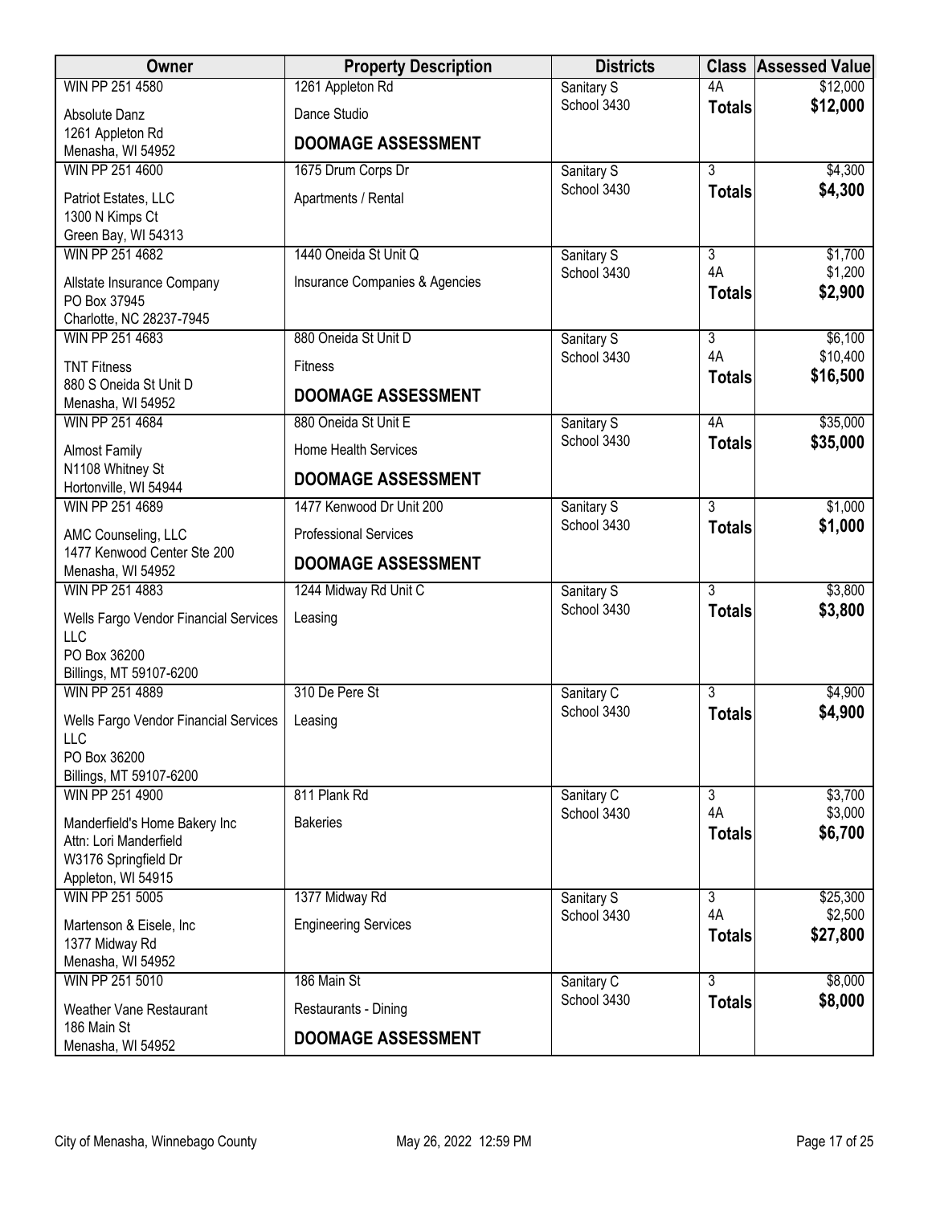| Owner | Property Description | Districts | Class | Assessed Value |
|---|---|---|---|---|
| WIN PP 251 4580<br>Absolute Danz<br>1261 Appleton Rd<br>Menasha, WI 54952 | 1261 Appleton Rd<br>Dance Studio<br>**DOOMAGE ASSESSMENT** | Sanitary S<br>School 3430 | 4A<br>**Totals** | $12,000<br>**$12,000** |
| WIN PP 251 4600<br>Patriot Estates, LLC<br>1300 N Kimps Ct<br>Green Bay, WI 54313 | 1675 Drum Corps Dr<br>Apartments / Rental | Sanitary S<br>School 3430 | 3<br>**Totals** | $4,300<br>**$4,300** |
| WIN PP 251 4682<br>Allstate Insurance Company<br>PO Box 37945<br>Charlotte, NC 28237-7945 | 1440 Oneida St Unit Q<br>Insurance Companies & Agencies | Sanitary S<br>School 3430 | 3<br>4A<br>**Totals** | $1,700<br>$1,200<br>**$2,900** |
| WIN PP 251 4683<br>TNT Fitness<br>880 S Oneida St Unit D<br>Menasha, WI 54952 | 880 Oneida St Unit D<br>Fitness<br>**DOOMAGE ASSESSMENT** | Sanitary S<br>School 3430 | 3<br>4A<br>**Totals** | $6,100<br>$10,400<br>**$16,500** |
| WIN PP 251 4684<br>Almost Family<br>N1108 Whitney St<br>Hortonville, WI 54944 | 880 Oneida St Unit E<br>Home Health Services<br>**DOOMAGE ASSESSMENT** | Sanitary S<br>School 3430 | 4A<br>**Totals** | $35,000<br>**$35,000** |
| WIN PP 251 4689<br>AMC Counseling, LLC<br>1477 Kenwood Center Ste 200<br>Menasha, WI 54952 | 1477 Kenwood Dr Unit 200<br>Professional Services<br>**DOOMAGE ASSESSMENT** | Sanitary S<br>School 3430 | 3<br>**Totals** | $1,000<br>**$1,000** |
| WIN PP 251 4883<br>Wells Fargo Vendor Financial Services LLC<br>PO Box 36200<br>Billings, MT 59107-6200 | 1244 Midway Rd Unit C<br>Leasing | Sanitary S<br>School 3430 | 3<br>**Totals** | $3,800<br>**$3,800** |
| WIN PP 251 4889<br>Wells Fargo Vendor Financial Services LLC<br>PO Box 36200<br>Billings, MT 59107-6200 | 310 De Pere St<br>Leasing | Sanitary C<br>School 3430 | 3<br>**Totals** | $4,900<br>**$4,900** |
| WIN PP 251 4900<br>Manderfield's Home Bakery Inc<br>Attn: Lori Manderfield<br>W3176 Springfield Dr<br>Appleton, WI 54915 | 811 Plank Rd<br>Bakeries | Sanitary C<br>School 3430 | 3<br>4A<br>**Totals** | $3,700<br>$3,000<br>**$6,700** |
| WIN PP 251 5005<br>Martenson & Eisele, Inc<br>1377 Midway Rd<br>Menasha, WI 54952 | 1377 Midway Rd<br>Engineering Services | Sanitary S<br>School 3430 | 3<br>4A<br>**Totals** | $25,300<br>$2,500<br>**$27,800** |
| WIN PP 251 5010<br>Weather Vane Restaurant<br>186 Main St<br>Menasha, WI 54952 | 186 Main St<br>Restaurants - Dining<br>**DOOMAGE ASSESSMENT** | Sanitary C<br>School 3430 | 3<br>**Totals** | $8,000<br>**$8,000** |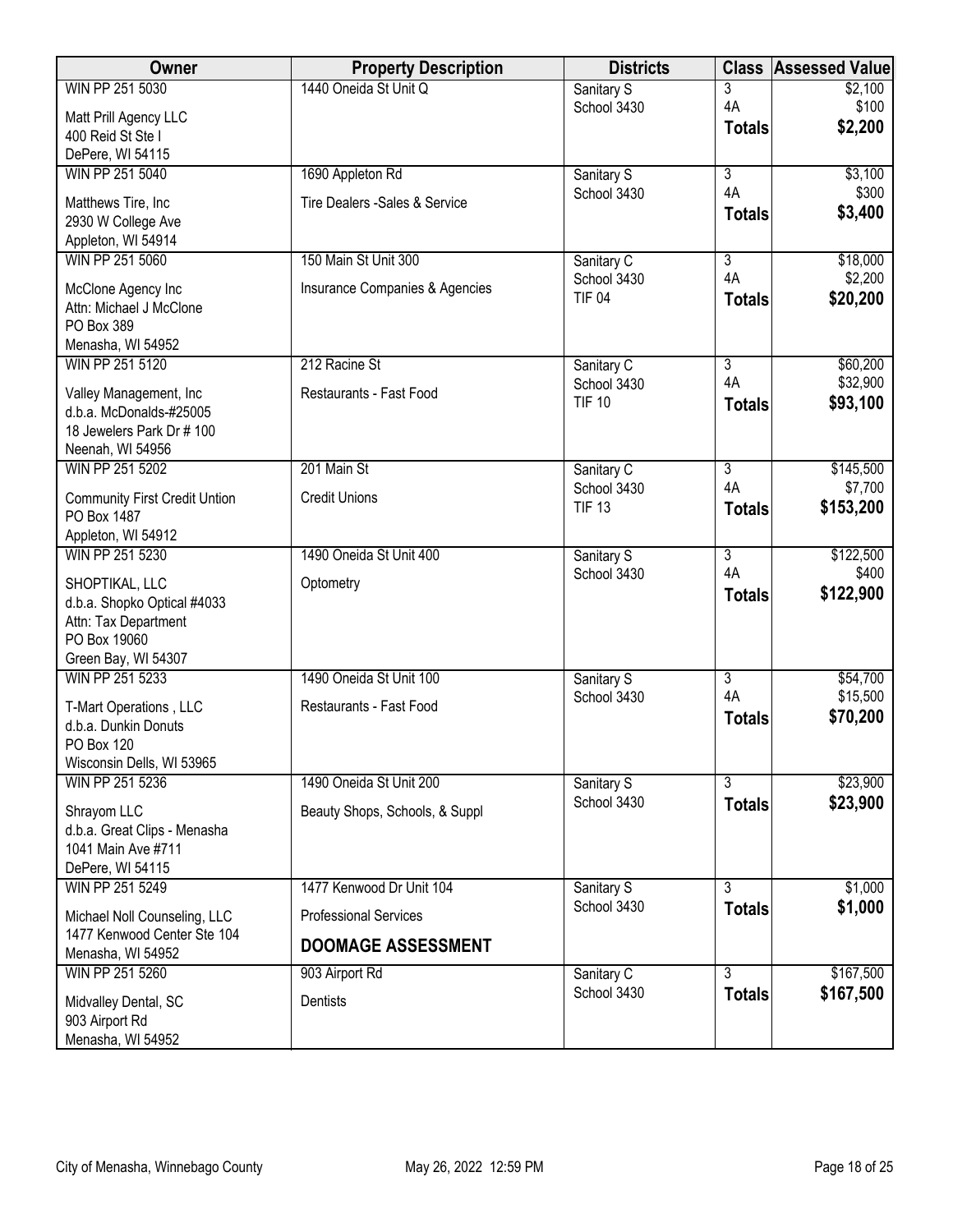| Owner | Property Description | Districts | Class | Assessed Value |
|---|---|---|---|---|
| WIN PP 251 5030<br>Matt Prill Agency LLC<br>400 Reid St Ste I<br>DePere, WI 54115 | 1440 Oneida St Unit Q | Sanitary S<br>School 3430 | 3<br>4A<br>**Totals** | $2,100<br>$100<br>**$2,200** |
| WIN PP 251 5040<br>Matthews Tire, Inc<br>2930 W College Ave<br>Appleton, WI 54914 | 1690 Appleton Rd<br>Tire Dealers -Sales & Service | Sanitary S<br>School 3430 | 3<br>4A<br>**Totals** | $3,100<br>$300<br>**$3,400** |
| WIN PP 251 5060<br>McClone Agency Inc<br>Attn: Michael J McClone<br>PO Box 389<br>Menasha, WI 54952 | 150 Main St Unit 300<br>Insurance Companies & Agencies | Sanitary C<br>School 3430<br>TIF 04 | 3<br>4A<br>**Totals** | $18,000<br>$2,200<br>**$20,200** |
| WIN PP 251 5120<br>Valley Management, Inc<br>d.b.a. McDonalds-#25005<br>18 Jewelers Park Dr # 100<br>Neenah, WI 54956 | 212 Racine St<br>Restaurants - Fast Food | Sanitary C<br>School 3430<br>TIF 10 | 3<br>4A<br>**Totals** | $60,200<br>$32,900<br>**$93,100** |
| WIN PP 251 5202<br>Community First Credit Untion<br>PO Box 1487<br>Appleton, WI 54912 | 201 Main St<br>Credit Unions | Sanitary C<br>School 3430<br>TIF 13 | 3<br>4A<br>**Totals** | $145,500<br>$7,700<br>**$153,200** |
| WIN PP 251 5230<br>SHOPTIKAL, LLC<br>d.b.a. Shopko Optical #4033<br>Attn: Tax Department<br>PO Box 19060<br>Green Bay, WI 54307 | 1490 Oneida St Unit 400<br>Optometry | Sanitary S<br>School 3430 | 3<br>4A<br>**Totals** | $122,500<br>$400<br>**$122,900** |
| WIN PP 251 5233<br>T-Mart Operations , LLC<br>d.b.a. Dunkin Donuts<br>PO Box 120<br>Wisconsin Dells, WI 53965 | 1490 Oneida St Unit 100<br>Restaurants - Fast Food | Sanitary S<br>School 3430 | 3<br>4A<br>**Totals** | $54,700<br>$15,500<br>**$70,200** |
| WIN PP 251 5236<br>Shrayom LLC<br>d.b.a. Great Clips - Menasha<br>1041 Main Ave #711<br>DePere, WI 54115 | 1490 Oneida St Unit 200<br>Beauty Shops, Schools, & Suppl | Sanitary S<br>School 3430 | 3<br>**Totals** | $23,900<br>**$23,900** |
| WIN PP 251 5249<br>Michael Noll Counseling, LLC<br>1477 Kenwood Center Ste 104<br>Menasha, WI 54952 | 1477 Kenwood Dr Unit 104<br>Professional Services<br>**DOOMAGE ASSESSMENT** | Sanitary S<br>School 3430 | 3<br>**Totals** | $1,000<br>**$1,000** |
| WIN PP 251 5260<br>Midvalley Dental, SC<br>903 Airport Rd<br>Menasha, WI 54952 | 903 Airport Rd<br>Dentists | Sanitary C<br>School 3430 | 3<br>**Totals** | $167,500<br>**$167,500** |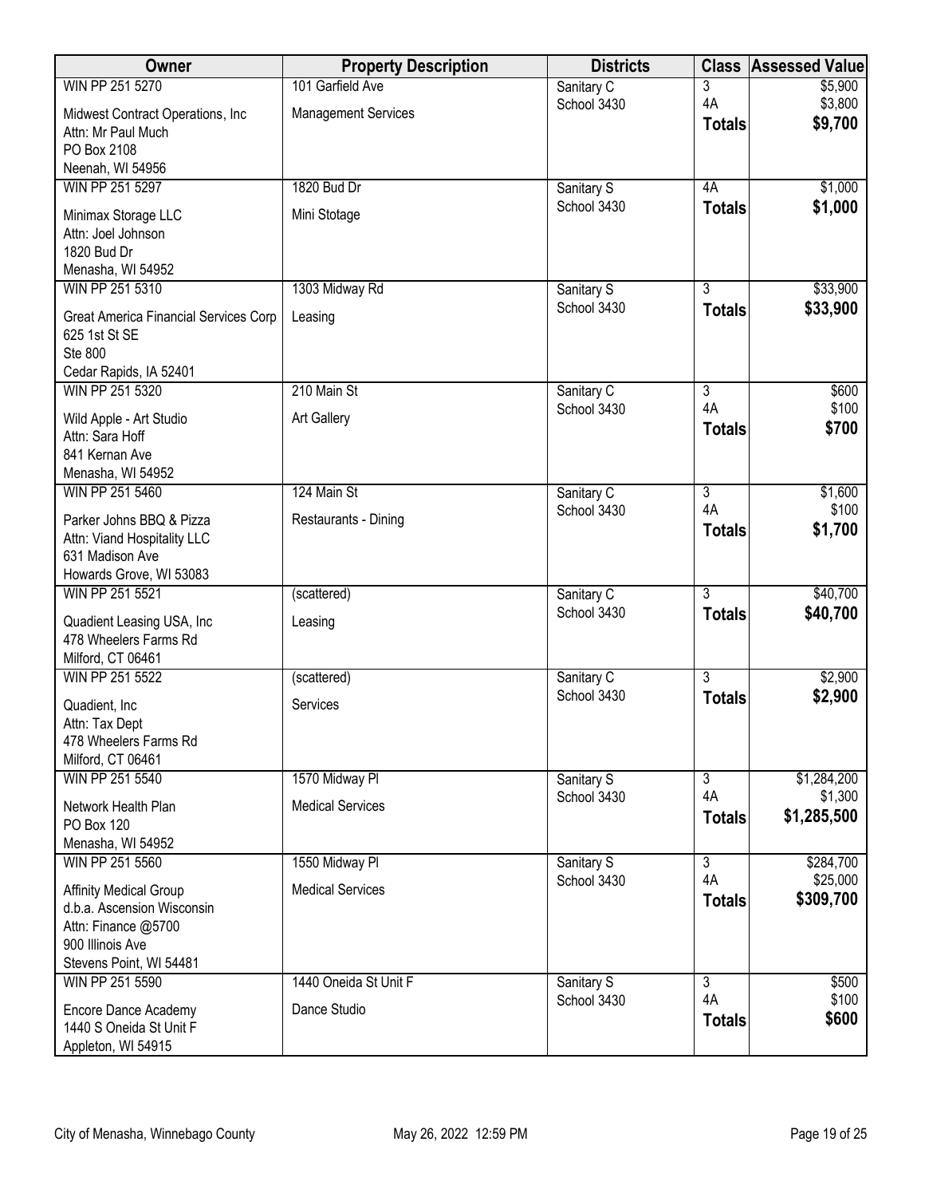| Owner | Property Description | Districts | Class | Assessed Value |
|---|---|---|---|---|
| WIN PP 251 5270<br>Midwest Contract Operations, Inc<br>Attn: Mr Paul Much<br>PO Box 2108<br>Neenah, WI 54956 | 101 Garfield Ave<br>Management Services | Sanitary C<br>School 3430 | 3<br>4A<br>**Totals** | $5,900<br>$3,800<br>**$9,700** |
| WIN PP 251 5297<br>Minimax Storage LLC<br>Attn: Joel Johnson<br>1820 Bud Dr<br>Menasha, WI 54952 | 1820 Bud Dr<br>Mini Stotage | Sanitary S<br>School 3430 | 4A<br>**Totals** | $1,000<br>**$1,000** |
| WIN PP 251 5310<br>Great America Financial Services Corp<br>625 1st St SE<br>Ste 800<br>Cedar Rapids, IA 52401 | 1303 Midway Rd<br>Leasing | Sanitary S<br>School 3430 | 3<br>**Totals** | $33,900<br>**$33,900** |
| WIN PP 251 5320<br>Wild Apple - Art Studio<br>Attn: Sara Hoff<br>841 Kernan Ave<br>Menasha, WI 54952 | 210 Main St<br>Art Gallery | Sanitary C<br>School 3430 | 3<br>4A<br>**Totals** | $600<br>$100<br>**$700** |
| WIN PP 251 5460<br>Parker Johns BBQ & Pizza<br>Attn: Viand Hospitality LLC<br>631 Madison Ave<br>Howards Grove, WI 53083 | 124 Main St<br>Restaurants - Dining | Sanitary C<br>School 3430 | 3<br>4A<br>**Totals** | $1,600<br>$100<br>**$1,700** |
| WIN PP 251 5521<br>Quadient Leasing USA, Inc<br>478 Wheelers Farms Rd<br>Milford, CT 06461 | (scattered)<br>Leasing | Sanitary C<br>School 3430 | 3<br>**Totals** | $40,700<br>**$40,700** |
| WIN PP 251 5522<br>Quadient, Inc<br>Attn: Tax Dept<br>478 Wheelers Farms Rd<br>Milford, CT 06461 | (scattered)<br>Services | Sanitary C<br>School 3430 | 3<br>**Totals** | $2,900<br>**$2,900** |
| WIN PP 251 5540<br>Network Health Plan<br>PO Box 120<br>Menasha, WI 54952 | 1570 Midway Pl<br>Medical Services | Sanitary S<br>School 3430 | 3<br>4A<br>**Totals** | $1,284,200<br>$1,300<br>**$1,285,500** |
| WIN PP 251 5560<br>Affinity Medical Group<br>d.b.a. Ascension Wisconsin<br>Attn: Finance @5700<br>900 Illinois Ave<br>Stevens Point, WI 54481 | 1550 Midway Pl<br>Medical Services | Sanitary S<br>School 3430 | 3<br>4A<br>**Totals** | $284,700<br>$25,000<br>**$309,700** |
| WIN PP 251 5590<br>Encore Dance Academy<br>1440 S Oneida St Unit F<br>Appleton, WI 54915 | 1440 Oneida St Unit F<br>Dance Studio | Sanitary S<br>School 3430 | 3<br>4A<br>**Totals** | $500<br>$100<br>**$600** |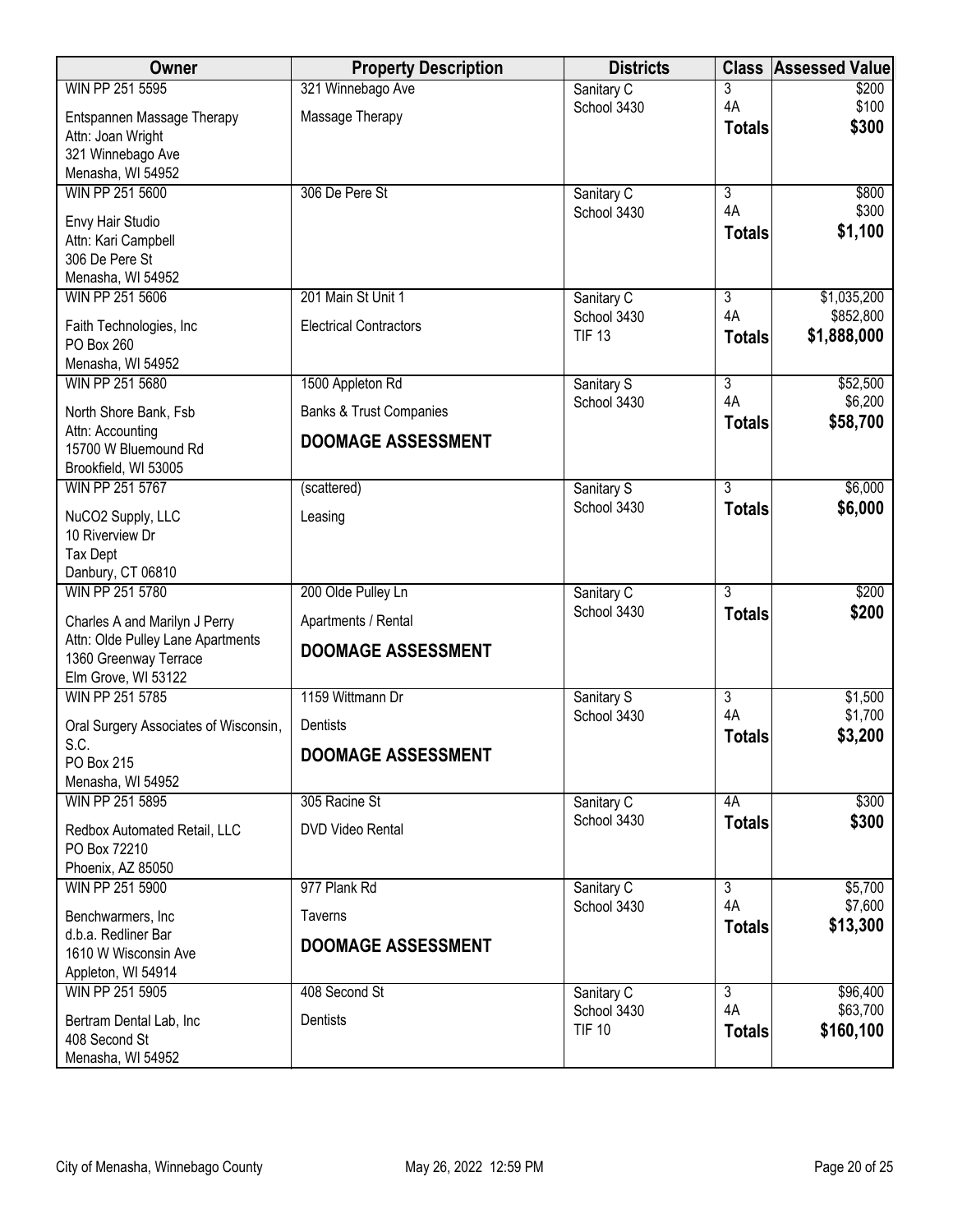| Owner | Property Description | Districts | Class | Assessed Value |
|---|---|---|---|---|
| WIN PP 251 5595<br>Entspannen Massage Therapy<br>Attn: Joan Wright<br>321 Winnebago Ave<br>Menasha, WI 54952 | 321 Winnebago Ave<br>Massage Therapy | Sanitary C<br>School 3430 | 3<br>4A<br>**Totals** | $200<br>$100<br>**$300** |
| WIN PP 251 5600<br>Envy Hair Studio<br>Attn: Kari Campbell<br>306 De Pere St<br>Menasha, WI 54952 | 306 De Pere St | Sanitary C<br>School 3430 | 3<br>4A<br>**Totals** | $800<br>$300<br>**$1,100** |
| WIN PP 251 5606<br>Faith Technologies, Inc<br>PO Box 260<br>Menasha, WI 54952 | 201 Main St Unit 1<br>Electrical Contractors | Sanitary C<br>School 3430<br>TIF 13 | 3<br>4A<br>**Totals** | $1,035,200<br>$852,800<br>**$1,888,000** |
| WIN PP 251 5680<br>North Shore Bank, Fsb<br>Attn: Accounting<br>15700 W Bluemound Rd<br>Brookfield, WI 53005 | 1500 Appleton Rd<br>Banks & Trust Companies<br>**DOOMAGE ASSESSMENT** | Sanitary S<br>School 3430 | 3<br>4A<br>**Totals** | $52,500<br>$6,200<br>**$58,700** |
| WIN PP 251 5767<br>NuCO2 Supply, LLC<br>10 Riverview Dr<br>Tax Dept<br>Danbury, CT 06810 | (scattered)<br>Leasing | Sanitary S<br>School 3430 | 3<br>**Totals** | $6,000<br>**$6,000** |
| WIN PP 251 5780<br>Charles A and Marilyn J Perry<br>Attn: Olde Pulley Lane Apartments<br>1360 Greenway Terrace<br>Elm Grove, WI 53122 | 200 Olde Pulley Ln<br>Apartments / Rental<br>**DOOMAGE ASSESSMENT** | Sanitary C<br>School 3430 | 3<br>**Totals** | $200<br>**$200** |
| WIN PP 251 5785<br>Oral Surgery Associates of Wisconsin, S.C.<br>PO Box 215<br>Menasha, WI 54952 | 1159 Wittmann Dr<br>Dentists<br>**DOOMAGE ASSESSMENT** | Sanitary S<br>School 3430 | 3<br>4A<br>**Totals** | $1,500<br>$1,700<br>**$3,200** |
| WIN PP 251 5895<br>Redbox Automated Retail, LLC<br>PO Box 72210<br>Phoenix, AZ 85050 | 305 Racine St<br>DVD Video Rental | Sanitary C<br>School 3430 | 4A<br>**Totals** | $300<br>**$300** |
| WIN PP 251 5900<br>Benchwarmers, Inc<br>d.b.a. Redliner Bar<br>1610 W Wisconsin Ave<br>Appleton, WI 54914 | 977 Plank Rd<br>Taverns<br>**DOOMAGE ASSESSMENT** | Sanitary C<br>School 3430 | 3<br>4A<br>**Totals** | $5,700<br>$7,600<br>**$13,300** |
| WIN PP 251 5905<br>Bertram Dental Lab, Inc<br>408 Second St<br>Menasha, WI 54952 | 408 Second St<br>Dentists | Sanitary C<br>School 3430<br>TIF 10 | 3<br>4A<br>**Totals** | $96,400<br>$63,700<br>**$160,100** |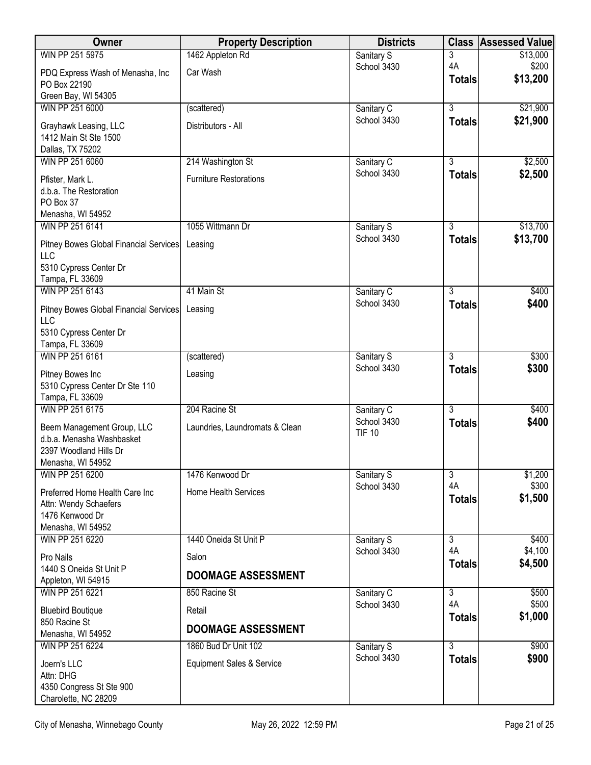| Owner | Property Description | Districts | Class | Assessed Value |
|---|---|---|---|---|
| WIN PP 251 5975<br>PDQ Express Wash of Menasha, Inc<br>PO Box 22190<br>Green Bay, WI 54305 | 1462 Appleton Rd<br>Car Wash | Sanitary S<br>School 3430 | 3<br>4A<br>**Totals** | $13,000<br>$200<br>**$13,200** |
| WIN PP 251 6000<br>Grayhawk Leasing, LLC<br>1412 Main St Ste 1500<br>Dallas, TX 75202 | (scattered)<br>Distributors - All | Sanitary C<br>School 3430 | 3<br>**Totals** | $21,900<br>**$21,900** |
| WIN PP 251 6060<br>Pfister, Mark L.<br>d.b.a. The Restoration<br>PO Box 37<br>Menasha, WI 54952 | 214 Washington St<br>Furniture Restorations | Sanitary C<br>School 3430 | 3<br>**Totals** | $2,500<br>**$2,500** |
| WIN PP 251 6141<br>Pitney Bowes Global Financial Services LLC<br>5310 Cypress Center Dr<br>Tampa, FL 33609 | 1055 Wittmann Dr<br>Leasing | Sanitary S<br>School 3430 | 3<br>**Totals** | $13,700<br>**$13,700** |
| WIN PP 251 6143<br>Pitney Bowes Global Financial Services LLC<br>5310 Cypress Center Dr<br>Tampa, FL 33609 | 41 Main St<br>Leasing | Sanitary C<br>School 3430 | 3<br>**Totals** | $400<br>**$400** |
| WIN PP 251 6161<br>Pitney Bowes Inc<br>5310 Cypress Center Dr Ste 110<br>Tampa, FL 33609 | (scattered)<br>Leasing | Sanitary S<br>School 3430 | 3<br>**Totals** | $300<br>**$300** |
| WIN PP 251 6175<br>Beem Management Group, LLC<br>d.b.a. Menasha Washbasket<br>2397 Woodland Hills Dr<br>Menasha, WI 54952 | 204 Racine St<br>Laundries, Laundromats & Clean | Sanitary C<br>School 3430<br>TIF 10 | 3<br>**Totals** | $400<br>**$400** |
| WIN PP 251 6200<br>Preferred Home Health Care Inc<br>Attn: Wendy Schaefers<br>1476 Kenwood Dr<br>Menasha, WI 54952 | 1476 Kenwood Dr<br>Home Health Services | Sanitary S<br>School 3430 | 3<br>4A<br>**Totals** | $1,200<br>$300<br>**$1,500** |
| WIN PP 251 6220<br>Pro Nails<br>1440 S Oneida St Unit P<br>Appleton, WI 54915 | 1440 Oneida St Unit P<br>Salon<br>**DOOMAGE ASSESSMENT** | Sanitary S<br>School 3430 | 3<br>4A<br>**Totals** | $400<br>$4,100<br>**$4,500** |
| WIN PP 251 6221<br>Bluebird Boutique<br>850 Racine St<br>Menasha, WI 54952 | 850 Racine St<br>Retail<br>**DOOMAGE ASSESSMENT** | Sanitary C<br>School 3430 | 3<br>4A<br>**Totals** | $500<br>$500<br>**$1,000** |
| WIN PP 251 6224<br>Joern's LLC<br>Attn: DHG<br>4350 Congress St Ste 900<br>Charolette, NC 28209 | 1860 Bud Dr Unit 102<br>Equipment Sales & Service | Sanitary S<br>School 3430 | 3<br>**Totals** | $900<br>**$900** |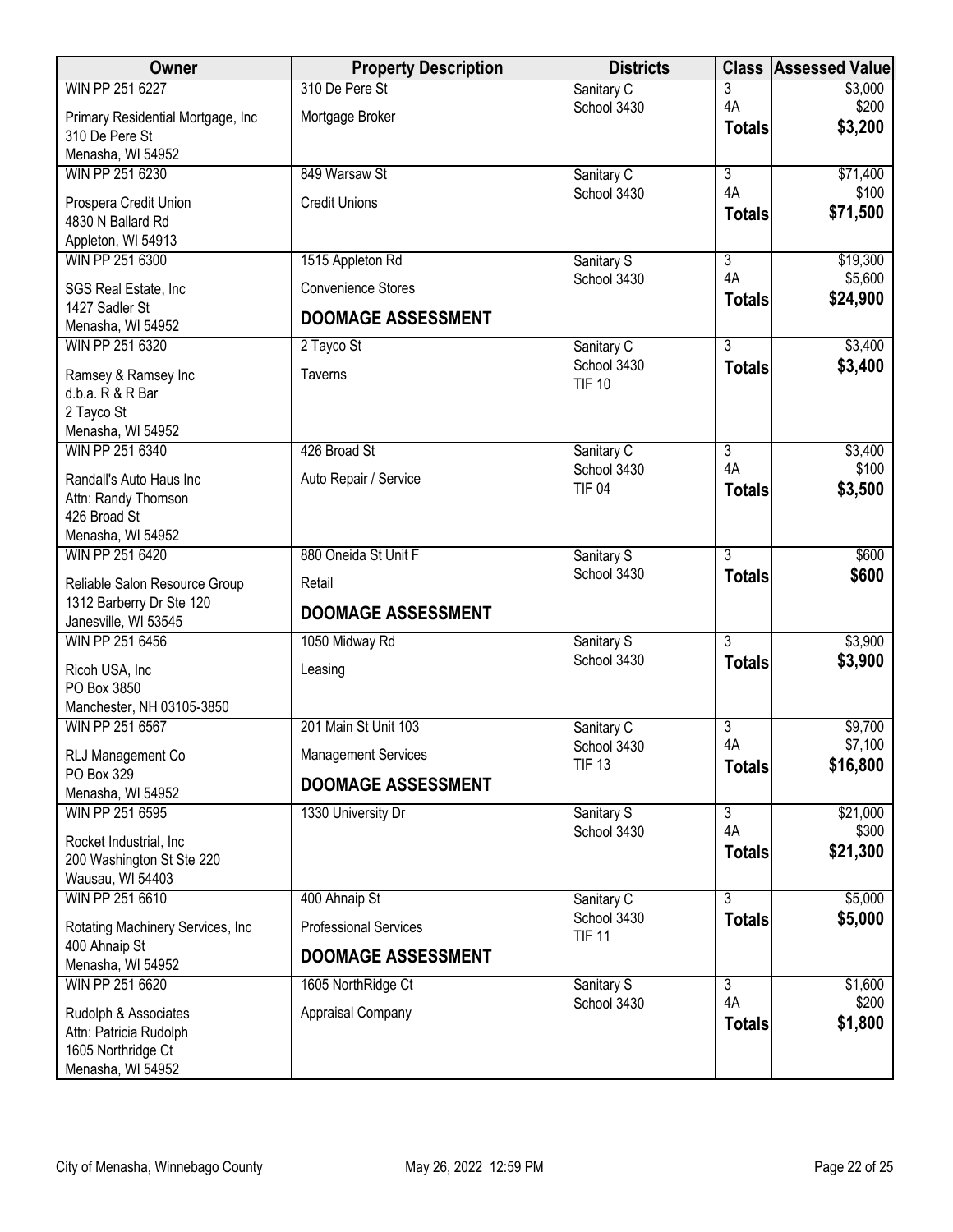| Owner | Property Description | Districts | Class | Assessed Value |
|---|---|---|---|---|
| WIN PP 251 6227<br>Primary Residential Mortgage, Inc<br>310 De Pere St<br>Menasha, WI 54952 | 310 De Pere St<br>Mortgage Broker | Sanitary C<br>School 3430 | 3<br>4A<br>**Totals** | $3,000<br>$200<br>**$3,200** |
| WIN PP 251 6230<br>Prospera Credit Union<br>4830 N Ballard Rd<br>Appleton, WI 54913 | 849 Warsaw St<br>Credit Unions | Sanitary C<br>School 3430 | 3<br>4A<br>**Totals** | $71,400<br>$100<br>**$71,500** |
| WIN PP 251 6300<br>SGS Real Estate, Inc<br>1427 Sadler St<br>Menasha, WI 54952 | 1515 Appleton Rd<br>Convenience Stores<br>**DOOMAGE ASSESSMENT** | Sanitary S<br>School 3430 | 3<br>4A<br>**Totals** | $19,300<br>$5,600<br>**$24,900** |
| WIN PP 251 6320<br>Ramsey & Ramsey Inc<br>d.b.a. R & R Bar<br>2 Tayco St<br>Menasha, WI 54952 | 2 Tayco St<br>Taverns | Sanitary C<br>School 3430<br>TIF 10 | 3<br>**Totals** | $3,400<br>**$3,400** |
| WIN PP 251 6340<br>Randall's Auto Haus Inc<br>Attn: Randy Thomson<br>426 Broad St<br>Menasha, WI 54952 | 426 Broad St<br>Auto Repair / Service | Sanitary C<br>School 3430<br>TIF 04 | 3<br>4A<br>**Totals** | $3,400<br>$100<br>**$3,500** |
| WIN PP 251 6420<br>Reliable Salon Resource Group<br>1312 Barberry Dr Ste 120<br>Janesville, WI 53545 | 880 Oneida St Unit F<br>Retail<br>**DOOMAGE ASSESSMENT** | Sanitary S<br>School 3430 | 3<br>**Totals** | $600<br>**$600** |
| WIN PP 251 6456<br>Ricoh USA, Inc<br>PO Box 3850<br>Manchester, NH 03105-3850 | 1050 Midway Rd<br>Leasing | Sanitary S<br>School 3430 | 3<br>**Totals** | $3,900<br>**$3,900** |
| WIN PP 251 6567<br>RLJ Management Co<br>PO Box 329<br>Menasha, WI 54952 | 201 Main St Unit 103<br>Management Services<br>**DOOMAGE ASSESSMENT** | Sanitary C<br>School 3430<br>TIF 13 | 3<br>4A<br>**Totals** | $9,700<br>$7,100<br>**$16,800** |
| WIN PP 251 6595<br>Rocket Industrial, Inc<br>200 Washington St Ste 220<br>Wausau, WI 54403 | 1330 University Dr | Sanitary S<br>School 3430 | 3<br>4A<br>**Totals** | $21,000<br>$300<br>**$21,300** |
| WIN PP 251 6610<br>Rotating Machinery Services, Inc<br>400 Ahnaip St<br>Menasha, WI 54952 | 400 Ahnaip St<br>Professional Services<br>**DOOMAGE ASSESSMENT** | Sanitary C<br>School 3430<br>TIF 11 | 3<br>**Totals** | $5,000<br>**$5,000** |
| WIN PP 251 6620<br>Rudolph & Associates<br>Attn: Patricia Rudolph<br>1605 Northridge Ct<br>Menasha, WI 54952 | 1605 NorthRidge Ct<br>Appraisal Company | Sanitary S<br>School 3430 | 3<br>4A<br>**Totals** | $1,600<br>$200<br>**$1,800** |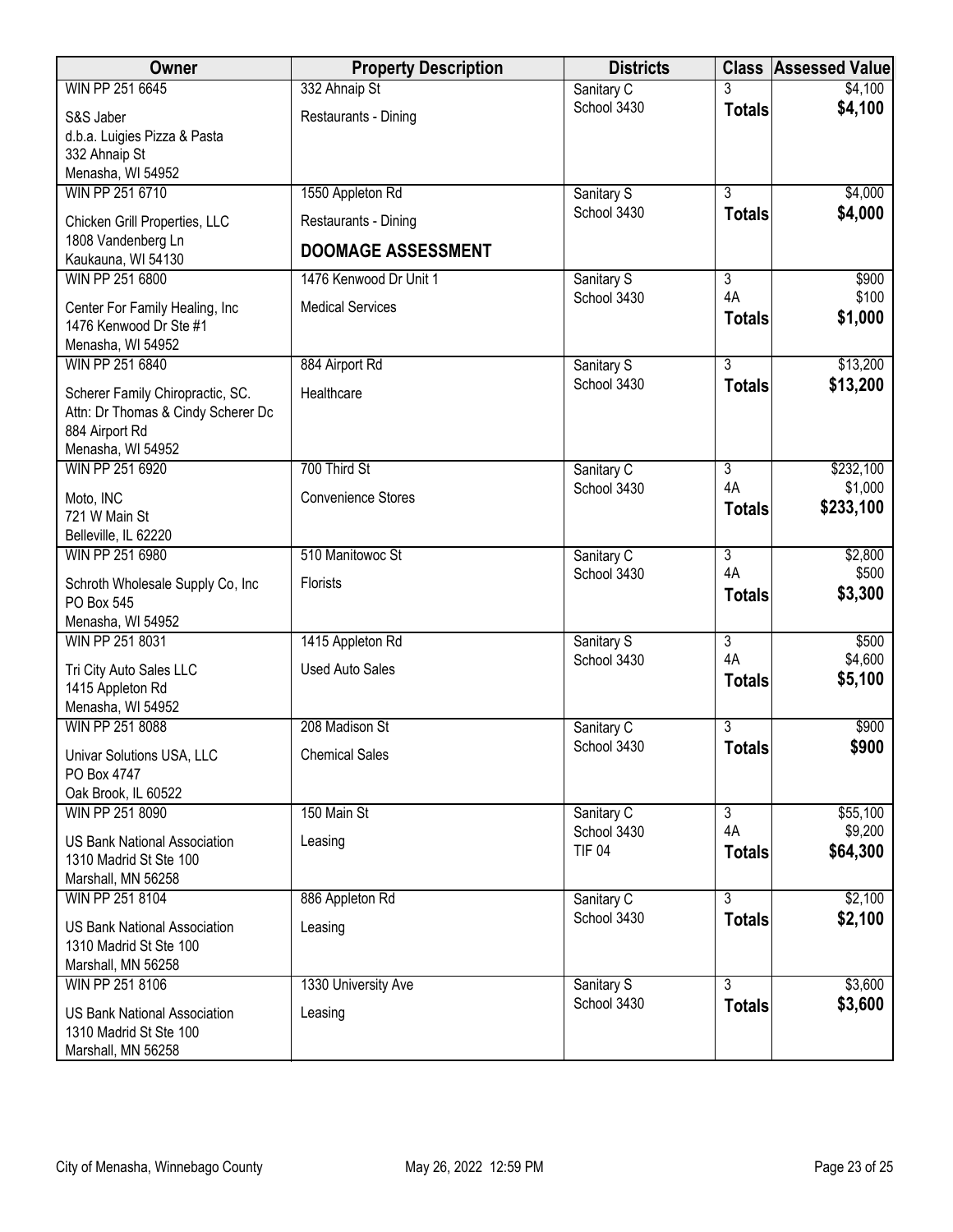| Owner | Property Description | Districts | Class | Assessed Value |
|---|---|---|---|---|
| WIN PP 251 6645<br>S&S Jaber<br>d.b.a. Luigies Pizza & Pasta<br>332 Ahnaip St<br>Menasha, WI 54952 | 332 Ahnaip St<br>Restaurants - Dining | Sanitary C<br>School 3430 | 3<br>**Totals** | $4,100<br>**$4,100** |
| WIN PP 251 6710<br>Chicken Grill Properties, LLC<br>1808 Vandenberg Ln<br>Kaukauna, WI 54130 | 1550 Appleton Rd<br>Restaurants - Dining<br>**DOOMAGE ASSESSMENT** | Sanitary S<br>School 3430 | 3<br>**Totals** | $4,000<br>**$4,000** |
| WIN PP 251 6800<br>Center For Family Healing, Inc<br>1476 Kenwood Dr Ste #1<br>Menasha, WI 54952 | 1476 Kenwood Dr Unit 1<br>Medical Services | Sanitary S<br>School 3430 | 3<br>4A<br>**Totals** | $900<br>$100<br>**$1,000** |
| WIN PP 251 6840<br>Scherer Family Chiropractic, SC.<br>Attn: Dr Thomas & Cindy Scherer Dc<br>884 Airport Rd<br>Menasha, WI 54952 | 884 Airport Rd<br>Healthcare | Sanitary S<br>School 3430 | 3<br>**Totals** | $13,200<br>**$13,200** |
| WIN PP 251 6920<br>Moto, INC<br>721 W Main St<br>Belleville, IL 62220 | 700 Third St<br>Convenience Stores | Sanitary C<br>School 3430 | 3<br>4A<br>**Totals** | $232,100<br>$1,000<br>**$233,100** |
| WIN PP 251 6980<br>Schroth Wholesale Supply Co, Inc<br>PO Box 545<br>Menasha, WI 54952 | 510 Manitowoc St<br>Florists | Sanitary C<br>School 3430 | 3<br>4A<br>**Totals** | $2,800<br>$500<br>**$3,300** |
| WIN PP 251 8031<br>Tri City Auto Sales LLC<br>1415 Appleton Rd<br>Menasha, WI 54952 | 1415 Appleton Rd<br>Used Auto Sales | Sanitary S<br>School 3430 | 3<br>4A<br>**Totals** | $500<br>$4,600<br>**$5,100** |
| WIN PP 251 8088<br>Univar Solutions USA, LLC<br>PO Box 4747<br>Oak Brook, IL 60522 | 208 Madison St<br>Chemical Sales | Sanitary C<br>School 3430 | 3<br>**Totals** | $900<br>**$900** |
| WIN PP 251 8090<br>US Bank National Association<br>1310 Madrid St Ste 100<br>Marshall, MN 56258 | 150 Main St<br>Leasing | Sanitary C<br>School 3430<br>TIF 04 | 3<br>4A<br>**Totals** | $55,100<br>$9,200<br>**$64,300** |
| WIN PP 251 8104<br>US Bank National Association<br>1310 Madrid St Ste 100<br>Marshall, MN 56258 | 886 Appleton Rd<br>Leasing | Sanitary C<br>School 3430 | 3<br>**Totals** | $2,100<br>**$2,100** |
| WIN PP 251 8106<br>US Bank National Association<br>1310 Madrid St Ste 100<br>Marshall, MN 56258 | 1330 University Ave<br>Leasing | Sanitary S<br>School 3430 | 3<br>**Totals** | $3,600<br>**$3,600** |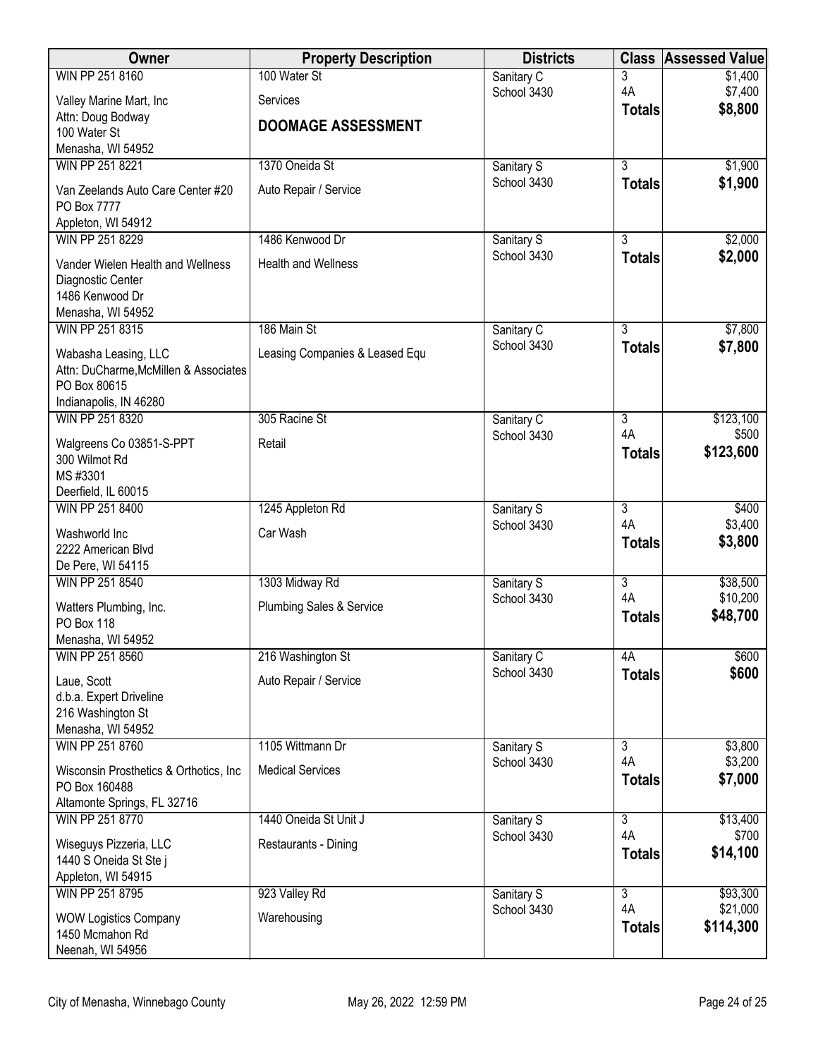| Owner | Property Description | Districts | Class | Assessed Value |
|---|---|---|---|---|
| WIN PP 251 8160<br>Valley Marine Mart, Inc<br>Attn: Doug Bodway<br>100 Water St<br>Menasha, WI 54952 | 100 Water St<br>Services<br>**DOOMAGE ASSESSMENT** | Sanitary C<br>School 3430 | 3<br>4A<br>**Totals** | \$1,400<br>\$7,400<br>**\$8,800** |
| WIN PP 251 8221<br>Van Zeelands Auto Care Center #20<br>PO Box 7777<br>Appleton, WI 54912 | 1370 Oneida St<br>Auto Repair / Service | Sanitary S<br>School 3430 | 3<br>**Totals** | \$1,900<br>**\$1,900** |
| WIN PP 251 8229<br>Vander Wielen Health and Wellness Diagnostic Center<br>1486 Kenwood Dr<br>Menasha, WI 54952 | 1486 Kenwood Dr<br>Health and Wellness | Sanitary S<br>School 3430 | 3<br>**Totals** | \$2,000<br>**\$2,000** |
| WIN PP 251 8315<br>Wabasha Leasing, LLC<br>Attn: DuCharme,McMillen & Associates<br>PO Box 80615<br>Indianapolis, IN 46280 | 186 Main St<br>Leasing Companies & Leased Equ | Sanitary C<br>School 3430 | 3<br>**Totals** | \$7,800<br>**\$7,800** |
| WIN PP 251 8320<br>Walgreens Co 03851-S-PPT<br>300 Wilmot Rd<br>MS #3301<br>Deerfield, IL 60015 | 305 Racine St<br>Retail | Sanitary C<br>School 3430 | 3<br>4A<br>**Totals** | \$123,100<br>\$500<br>**\$123,600** |
| WIN PP 251 8400<br>Washworld Inc<br>2222 American Blvd<br>De Pere, WI 54115 | 1245 Appleton Rd<br>Car Wash | Sanitary S<br>School 3430 | 3<br>4A<br>**Totals** | \$400<br>\$3,400<br>**\$3,800** |
| WIN PP 251 8540<br>Watters Plumbing, Inc.<br>PO Box 118<br>Menasha, WI 54952 | 1303 Midway Rd<br>Plumbing Sales & Service | Sanitary S<br>School 3430 | 3<br>4A<br>**Totals** | \$38,500<br>\$10,200<br>**\$48,700** |
| WIN PP 251 8560<br>Laue, Scott<br>d.b.a. Expert Driveline<br>216 Washington St<br>Menasha, WI 54952 | 216 Washington St<br>Auto Repair / Service | Sanitary C<br>School 3430 | 4A<br>**Totals** | \$600<br>**\$600** |
| WIN PP 251 8760<br>Wisconsin Prosthetics & Orthotics, Inc<br>PO Box 160488<br>Altamonte Springs, FL 32716 | 1105 Wittmann Dr<br>Medical Services | Sanitary S<br>School 3430 | 3<br>4A<br>**Totals** | \$3,800<br>\$3,200<br>**\$7,000** |
| WIN PP 251 8770<br>Wiseguys Pizzeria, LLC<br>1440 S Oneida St Ste j<br>Appleton, WI 54915 | 1440 Oneida St Unit J<br>Restaurants - Dining | Sanitary S<br>School 3430 | 3<br>4A<br>**Totals** | \$13,400<br>\$700<br>**\$14,100** |
| WIN PP 251 8795<br>WOW Logistics Company<br>1450 Mcmahon Rd<br>Neenah, WI 54956 | 923 Valley Rd<br>Warehousing | Sanitary S<br>School 3430 | 3<br>4A<br>**Totals** | \$93,300<br>\$21,000<br>**\$114,300** |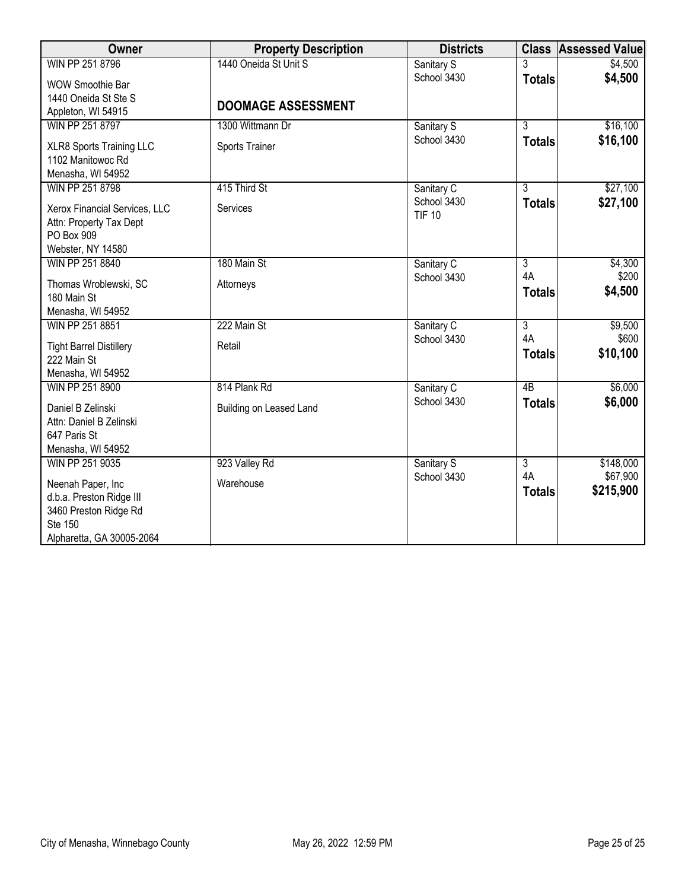| Owner | Property Description | Districts | Class | Assessed Value |
| --- | --- | --- | --- | --- |
| WIN PP 251 8796<br>WOW Smoothie Bar<br>1440 Oneida St Ste S<br>Appleton, WI 54915 | 1440 Oneida St Unit S<br>**DOOMAGE ASSESSMENT** | Sanitary S<br>School 3430 | 3<br>**Totals** | $4,500<br>**$4,500** |
| WIN PP 251 8797<br>XLR8 Sports Training LLC<br>1102 Manitowoc Rd<br>Menasha, WI 54952 | 1300 Wittmann Dr<br>Sports Trainer | Sanitary S<br>School 3430 | 3<br>**Totals** | $16,100<br>**$16,100** |
| WIN PP 251 8798<br>Xerox Financial Services, LLC<br>Attn: Property Tax Dept<br>PO Box 909<br>Webster, NY 14580 | 415 Third St<br>Services | Sanitary C<br>School 3430<br>TIF 10 | 3<br>**Totals** | $27,100<br>**$27,100** |
| WIN PP 251 8840<br>Thomas Wroblewski, SC<br>180 Main St<br>Menasha, WI 54952 | 180 Main St<br>Attorneys | Sanitary C<br>School 3430 | 3<br>4A<br>**Totals** | $4,300<br>$200<br>**$4,500** |
| WIN PP 251 8851<br>Tight Barrel Distillery<br>222 Main St<br>Menasha, WI 54952 | 222 Main St<br>Retail | Sanitary C<br>School 3430 | 3<br>4A<br>**Totals** | $9,500<br>$600<br>**$10,100** |
| WIN PP 251 8900<br>Daniel B Zelinski<br>Attn: Daniel B Zelinski<br>647 Paris St<br>Menasha, WI 54952 | 814 Plank Rd<br>Building on Leased Land | Sanitary C<br>School 3430 | 4B<br>**Totals** | $6,000<br>**$6,000** |
| WIN PP 251 9035<br>Neenah Paper, Inc<br>d.b.a. Preston Ridge III<br>3460 Preston Ridge Rd<br>Ste 150<br>Alpharetta, GA 30005-2064 | 923 Valley Rd<br>Warehouse | Sanitary S<br>School 3430 | 3<br>4A<br>**Totals** | $148,000<br>$67,900<br>**$215,900** |